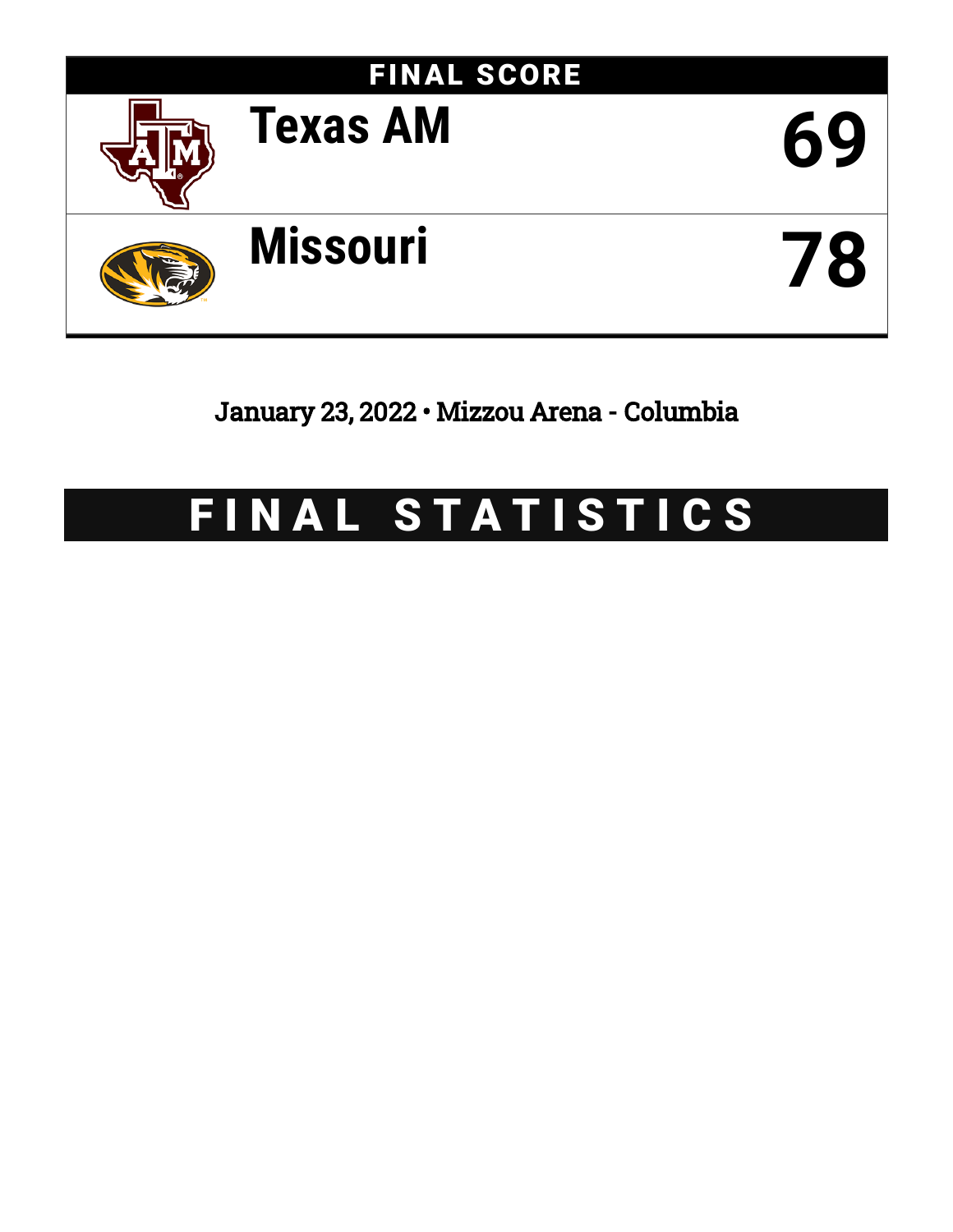## FINAL SCORE

| Team | Score |
|---|---|
| Texas AM | 69 |
| Missouri | 78 |

January 23, 2022 • Mizzou Arena - Columbia

# FINAL STATISTICS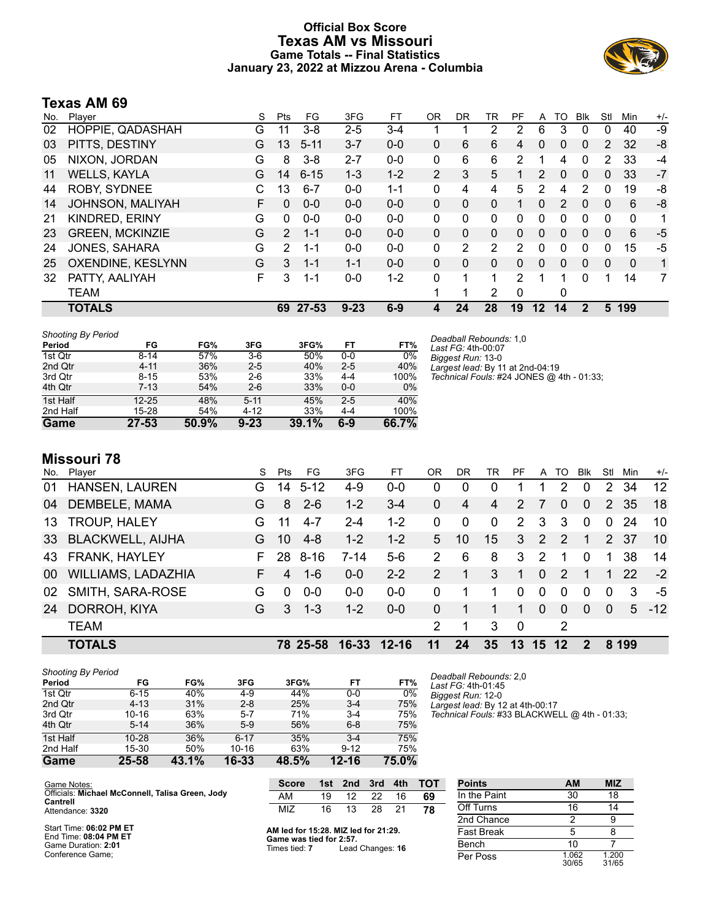# Official Box Score
## Texas AM vs Missouri
### Game Totals -- Final Statistics
### January 23, 2022 at Mizzou Arena - Columbia

## Texas AM 69

| No. | Player | S | Pts | FG | 3FG | FT | OR | DR | TR | PF | A | TO | Blk | Stl | Min | +/- |
|---|---|---|---|---|---|---|---|---|---|---|---|---|---|---|---|---|
| 02 | HOPPIE, QADASHAH | G | 11 | 3-8 | 2-5 | 3-4 | 1 | 1 | 2 | 2 | 6 | 3 | 0 | 0 | 40 | -9 |
| 03 | PITTS, DESTINY | G | 13 | 5-11 | 3-7 | 0-0 | 0 | 6 | 6 | 4 | 0 | 0 | 0 | 2 | 32 | -8 |
| 05 | NIXON, JORDAN | G | 8 | 3-8 | 2-7 | 0-0 | 0 | 6 | 6 | 2 | 1 | 4 | 0 | 2 | 33 | -4 |
| 11 | WELLS, KAYLA | G | 14 | 6-15 | 1-3 | 1-2 | 2 | 3 | 5 | 1 | 2 | 0 | 0 | 0 | 33 | -7 |
| 44 | ROBY, SYDNEE | C | 13 | 6-7 | 0-0 | 1-1 | 0 | 4 | 4 | 5 | 2 | 4 | 2 | 0 | 19 | -8 |
| 14 | JOHNSON, MALIYAH | F | 0 | 0-0 | 0-0 | 0-0 | 0 | 0 | 0 | 1 | 0 | 2 | 0 | 0 | 6 | -8 |
| 21 | KINDRED, ERINY | G | 0 | 0-0 | 0-0 | 0-0 | 0 | 0 | 0 | 0 | 0 | 0 | 0 | 0 | 0 | 1 |
| 23 | GREEN, MCKINZIE | G | 2 | 1-1 | 0-0 | 0-0 | 0 | 0 | 0 | 0 | 0 | 0 | 0 | 0 | 6 | -5 |
| 24 | JONES, SAHARA | G | 2 | 1-1 | 0-0 | 0-0 | 0 | 2 | 2 | 2 | 0 | 0 | 0 | 0 | 15 | -5 |
| 25 | OXENDINE, KESLYNN | G | 3 | 1-1 | 1-1 | 0-0 | 0 | 0 | 0 | 0 | 0 | 0 | 0 | 0 | 0 | 1 |
| 32 | PATTY, AALIYAH | F | 3 | 1-1 | 0-0 | 1-2 | 0 | 1 | 1 | 2 | 1 | 1 | 0 | 1 | 14 | 7 |
| | TEAM | | | | | | 1 | 1 | 2 | 0 | | 0 | | | | |
| | **TOTALS** | | **69** | **27-53** | **9-23** | **6-9** | **4** | **24** | **28** | **19** | **12** | **14** | **2** | **5** | **199** | |

*Shooting By Period*

| Period | FG | FG% | 3FG | 3FG% | FT | FT% |
|---|---|---|---|---|---|---|
| 1st Qtr | 8-14 | 57% | 3-6 | 50% | 0-0 | 0% |
| 2nd Qtr | 4-11 | 36% | 2-5 | 40% | 2-5 | 40% |
| 3rd Qtr | 8-15 | 53% | 2-6 | 33% | 4-4 | 100% |
| 4th Qtr | 7-13 | 54% | 2-6 | 33% | 0-0 | 0% |
| 1st Half | 12-25 | 48% | 5-11 | 45% | 2-5 | 40% |
| 2nd Half | 15-28 | 54% | 4-12 | 33% | 4-4 | 100% |
| **Game** | **27-53** | **50.9%** | **9-23** | **39.1%** | **6-9** | **66.7%** |

*Deadball Rebounds:* 1,0
*Last FG:* 4th-00:07
*Biggest Run:* 13-0
*Largest lead:* By 11 at 2nd-04:19
*Technical Fouls:* #24 JONES @ 4th - 01:33;

## Missouri 78

| No. | Player | S | Pts | FG | 3FG | FT | OR | DR | TR | PF | A | TO | Blk | Stl | Min | +/- |
|---|---|---|---|---|---|---|---|---|---|---|---|---|---|---|---|---|
| 01 | HANSEN, LAUREN | G | 14 | 5-12 | 4-9 | 0-0 | 0 | 0 | 0 | 1 | 1 | 2 | 0 | 2 | 34 | 12 |
| 04 | DEMBELE, MAMA | G | 8 | 2-6 | 1-2 | 3-4 | 0 | 4 | 4 | 2 | 7 | 0 | 0 | 2 | 35 | 18 |
| 13 | TROUP, HALEY | G | 11 | 4-7 | 2-4 | 1-2 | 0 | 0 | 0 | 2 | 3 | 3 | 0 | 0 | 24 | 10 |
| 33 | BLACKWELL, AIJHA | G | 10 | 4-8 | 1-2 | 1-2 | 5 | 10 | 15 | 3 | 2 | 2 | 1 | 2 | 37 | 10 |
| 43 | FRANK, HAYLEY | F | 28 | 8-16 | 7-14 | 5-6 | 2 | 6 | 8 | 3 | 2 | 1 | 0 | 1 | 38 | 14 |
| 00 | WILLIAMS, LADAZHIA | F | 4 | 1-6 | 0-0 | 2-2 | 2 | 1 | 3 | 1 | 0 | 2 | 1 | 1 | 22 | -2 |
| 02 | SMITH, SARA-ROSE | G | 0 | 0-0 | 0-0 | 0-0 | 0 | 1 | 1 | 0 | 0 | 0 | 0 | 0 | 3 | -5 |
| 24 | DORROH, KIYA | G | 3 | 1-3 | 1-2 | 0-0 | 0 | 1 | 1 | 1 | 0 | 0 | 0 | 0 | 5 | -12 |
| | TEAM | | | | | | 2 | 1 | 3 | 0 | | 2 | | | | |
| | **TOTALS** | | **78** | **25-58** | **16-33** | **12-16** | **11** | **24** | **35** | **13** | **15** | **12** | **2** | **8** | **199** | |

*Shooting By Period*

| Period | FG | FG% | 3FG | 3FG% | FT | FT% |
|---|---|---|---|---|---|---|
| 1st Qtr | 6-15 | 40% | 4-9 | 44% | 0-0 | 0% |
| 2nd Qtr | 4-13 | 31% | 2-8 | 25% | 3-4 | 75% |
| 3rd Qtr | 10-16 | 63% | 5-7 | 71% | 3-4 | 75% |
| 4th Qtr | 5-14 | 36% | 5-9 | 56% | 6-8 | 75% |
| 1st Half | 10-28 | 36% | 6-17 | 35% | 3-4 | 75% |
| 2nd Half | 15-30 | 50% | 10-16 | 63% | 9-12 | 75% |
| **Game** | **25-58** | **43.1%** | **16-33** | **48.5%** | **12-16** | **75.0%** |

*Deadball Rebounds:* 2,0
*Last FG:* 4th-01:45
*Biggest Run:* 12-0
*Largest lead:* By 12 at 4th-00:17
*Technical Fouls:* #33 BLACKWELL @ 4th - 01:33;

Game Notes:
Officials: **Michael McConnell, Talisa Green, Jody Cantrell**
Attendance: **3320**

Start Time: **06:02 PM ET**
End Time: **08:04 PM ET**
Game Duration: **2:01**
Conference Game;

| Score | 1st | 2nd | 3rd | 4th | TOT |
|---|---|---|---|---|---|
| AM | 19 | 12 | 22 | 16 | **69** |
| MIZ | 16 | 13 | 28 | 21 | **78** |

**AM led for 15:28. MIZ led for 21:29.**
**Game was tied for 2:57.**
Times tied: **7** Lead Changes: **16**

| Points | AM | MIZ |
|---|---|---|
| In the Paint | 30 | 18 |
| Off Turns | 16 | 14 |
| 2nd Chance | 2 | 9 |
| Fast Break | 5 | 8 |
| Bench | 10 | 7 |
| Per Poss | 1.062 30/65 | 1.200 31/65 |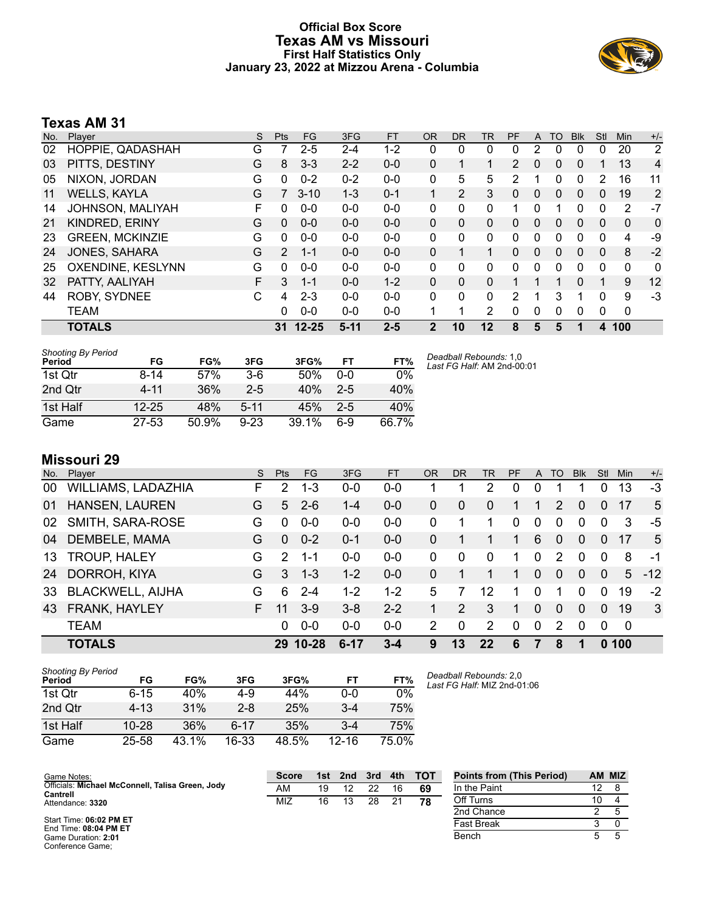# Official Box Score
## Texas AM vs Missouri
### First Half Statistics Only
### January 23, 2022 at Mizzou Arena - Columbia

## Texas AM 31

| No. | Player | S | Pts | FG | 3FG | FT | OR | DR | TR | PF | A | TO | Blk | Stl | Min | +/- |
|---|---|---|---|---|---|---|---|---|---|---|---|---|---|---|---|---|
| 02 | HOPPIE, QADASHAH | G | 7 | 2-5 | 2-4 | 1-2 | 0 | 0 | 0 | 0 | 2 | 0 | 0 | 0 | 20 | 2 |
| 03 | PITTS, DESTINY | G | 8 | 3-3 | 2-2 | 0-0 | 0 | 1 | 1 | 2 | 0 | 0 | 0 | 1 | 13 | 4 |
| 05 | NIXON, JORDAN | G | 0 | 0-2 | 0-2 | 0-0 | 0 | 5 | 5 | 2 | 1 | 0 | 0 | 2 | 16 | 11 |
| 11 | WELLS, KAYLA | G | 7 | 3-10 | 1-3 | 0-1 | 1 | 2 | 3 | 0 | 0 | 0 | 0 | 0 | 19 | 2 |
| 14 | JOHNSON, MALIYAH | F | 0 | 0-0 | 0-0 | 0-0 | 0 | 0 | 0 | 1 | 0 | 1 | 0 | 0 | 2 | -7 |
| 21 | KINDRED, ERINY | G | 0 | 0-0 | 0-0 | 0-0 | 0 | 0 | 0 | 0 | 0 | 0 | 0 | 0 | 0 | 0 |
| 23 | GREEN, MCKINZIE | G | 0 | 0-0 | 0-0 | 0-0 | 0 | 0 | 0 | 0 | 0 | 0 | 0 | 0 | 4 | -9 |
| 24 | JONES, SAHARA | G | 2 | 1-1 | 0-0 | 0-0 | 0 | 1 | 1 | 0 | 0 | 0 | 0 | 0 | 8 | -2 |
| 25 | OXENDINE, KESLYNN | G | 0 | 0-0 | 0-0 | 0-0 | 0 | 0 | 0 | 0 | 0 | 0 | 0 | 0 | 0 | 0 |
| 32 | PATTY, AALIYAH | F | 3 | 1-1 | 0-0 | 1-2 | 0 | 0 | 0 | 1 | 1 | 1 | 0 | 1 | 9 | 12 |
| 44 | ROBY, SYDNEE | C | 4 | 2-3 | 0-0 | 0-0 | 0 | 0 | 0 | 2 | 1 | 3 | 1 | 0 | 9 | -3 |
| | TEAM | | 0 | 0-0 | 0-0 | 0-0 | 1 | 1 | 2 | 0 | 0 | 0 | 0 | 0 | 0 | |
| | **TOTALS** | | **31** | **12-25** | **5-11** | **2-5** | **2** | **10** | **12** | **8** | **5** | **5** | **1** | **4** | **100** | |

*Shooting By Period*

| Period | FG | FG% | 3FG | 3FG% | FT | FT% |
|---|---|---|---|---|---|---|
| 1st Qtr | 8-14 | 57% | 3-6 | 50% | 0-0 | 0% |
| 2nd Qtr | 4-11 | 36% | 2-5 | 40% | 2-5 | 40% |
| 1st Half | 12-25 | 48% | 5-11 | 45% | 2-5 | 40% |
| Game | 27-53 | 50.9% | 9-23 | 39.1% | 6-9 | 66.7% |

*Deadball Rebounds:* 1,0
*Last FG Half:* AM 2nd-00:01

## Missouri 29

| No. | Player | S | Pts | FG | 3FG | FT | OR | DR | TR | PF | A | TO | Blk | Stl | Min | +/- |
|---|---|---|---|---|---|---|---|---|---|---|---|---|---|---|---|---|
| 00 | WILLIAMS, LADAZHIA | F | 2 | 1-3 | 0-0 | 0-0 | 1 | 1 | 2 | 0 | 0 | 1 | 1 | 0 | 13 | -3 |
| 01 | HANSEN, LAUREN | G | 5 | 2-6 | 1-4 | 0-0 | 0 | 0 | 0 | 1 | 1 | 2 | 0 | 0 | 17 | 5 |
| 02 | SMITH, SARA-ROSE | G | 0 | 0-0 | 0-0 | 0-0 | 0 | 1 | 1 | 0 | 0 | 0 | 0 | 0 | 3 | -5 |
| 04 | DEMBELE, MAMA | G | 0 | 0-2 | 0-1 | 0-0 | 0 | 1 | 1 | 1 | 6 | 0 | 0 | 0 | 17 | 5 |
| 13 | TROUP, HALEY | G | 2 | 1-1 | 0-0 | 0-0 | 0 | 0 | 0 | 1 | 0 | 2 | 0 | 0 | 8 | -1 |
| 24 | DORROH, KIYA | G | 3 | 1-3 | 1-2 | 0-0 | 0 | 1 | 1 | 1 | 0 | 0 | 0 | 0 | 5 | -12 |
| 33 | BLACKWELL, AIJHA | G | 6 | 2-4 | 1-2 | 1-2 | 5 | 7 | 12 | 1 | 0 | 1 | 0 | 0 | 19 | -2 |
| 43 | FRANK, HAYLEY | F | 11 | 3-9 | 3-8 | 2-2 | 1 | 2 | 3 | 1 | 0 | 0 | 0 | 0 | 19 | 3 |
| | TEAM | | 0 | 0-0 | 0-0 | 0-0 | 2 | 0 | 2 | 0 | 0 | 2 | 0 | 0 | 0 | |
| | **TOTALS** | | **29** | **10-28** | **6-17** | **3-4** | **9** | **13** | **22** | **6** | **7** | **8** | **1** | **0** | **100** | |

*Shooting By Period*

| Period | FG | FG% | 3FG | 3FG% | FT | FT% |
|---|---|---|---|---|---|---|
| 1st Qtr | 6-15 | 40% | 4-9 | 44% | 0-0 | 0% |
| 2nd Qtr | 4-13 | 31% | 2-8 | 25% | 3-4 | 75% |
| 1st Half | 10-28 | 36% | 6-17 | 35% | 3-4 | 75% |
| Game | 25-58 | 43.1% | 16-33 | 48.5% | 12-16 | 75.0% |

*Deadball Rebounds:* 2,0
*Last FG Half:* MIZ 2nd-01:06

Game Notes:
Officials: **Michael McConnell, Talisa Green, Jody Cantrell**
Attendance: **3320**

Start Time: **06:02 PM ET**
End Time: **08:04 PM ET**
Game Duration: **2:01**
Conference Game;

| Score | 1st | 2nd | 3rd | 4th | TOT |
|---|---|---|---|---|---|
| AM | 19 | 12 | 22 | 16 | **69** |
| MIZ | 16 | 13 | 28 | 21 | **78** |

| Points from (This Period) | AM | MIZ |
|---|---|---|
| In the Paint | 12 | 8 |
| Off Turns | 10 | 4 |
| 2nd Chance | 2 | 5 |
| Fast Break | 3 | 0 |
| Bench | 5 | 5 |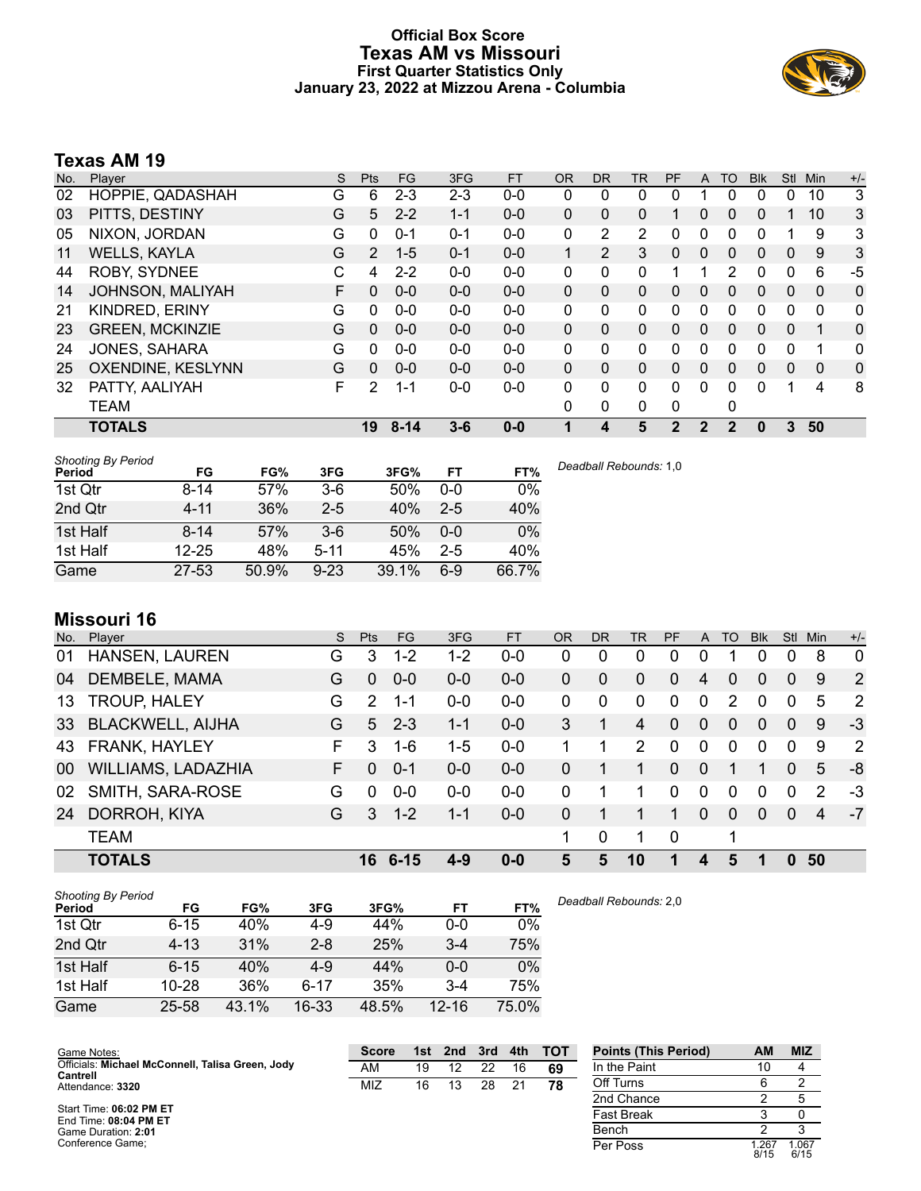# Official Box Score
## Texas AM vs Missouri
### First Quarter Statistics Only
### January 23, 2022 at Mizzou Arena - Columbia

## Texas AM 19

| No. | Player | S | Pts | FG | 3FG | FT | OR | DR | TR | PF | A | TO | Blk | Stl | Min | +/- |
|---|---|---|---|---|---|---|---|---|---|---|---|---|---|---|---|---|
| 02 | HOPPIE, QADASHAH | G | 6 | 2-3 | 2-3 | 0-0 | 0 | 0 | 0 | 0 | 1 | 0 | 0 | 0 | 10 | 3 |
| 03 | PITTS, DESTINY | G | 5 | 2-2 | 1-1 | 0-0 | 0 | 0 | 0 | 1 | 0 | 0 | 0 | 1 | 10 | 3 |
| 05 | NIXON, JORDAN | G | 0 | 0-1 | 0-1 | 0-0 | 0 | 2 | 2 | 0 | 0 | 0 | 0 | 1 | 9 | 3 |
| 11 | WELLS, KAYLA | G | 2 | 1-5 | 0-1 | 0-0 | 1 | 2 | 3 | 0 | 0 | 0 | 0 | 0 | 9 | 3 |
| 44 | ROBY, SYDNEE | C | 4 | 2-2 | 0-0 | 0-0 | 0 | 0 | 0 | 1 | 1 | 2 | 0 | 0 | 6 | -5 |
| 14 | JOHNSON, MALIYAH | F | 0 | 0-0 | 0-0 | 0-0 | 0 | 0 | 0 | 0 | 0 | 0 | 0 | 0 | 0 | 0 |
| 21 | KINDRED, ERINY | G | 0 | 0-0 | 0-0 | 0-0 | 0 | 0 | 0 | 0 | 0 | 0 | 0 | 0 | 0 | 0 |
| 23 | GREEN, MCKINZIE | G | 0 | 0-0 | 0-0 | 0-0 | 0 | 0 | 0 | 0 | 0 | 0 | 0 | 0 | 1 | 0 |
| 24 | JONES, SAHARA | G | 0 | 0-0 | 0-0 | 0-0 | 0 | 0 | 0 | 0 | 0 | 0 | 0 | 0 | 1 | 0 |
| 25 | OXENDINE, KESLYNN | G | 0 | 0-0 | 0-0 | 0-0 | 0 | 0 | 0 | 0 | 0 | 0 | 0 | 0 | 0 | 0 |
| 32 | PATTY, AALIYAH | F | 2 | 1-1 | 0-0 | 0-0 | 0 | 0 | 0 | 0 | 0 | 0 | 0 | 1 | 4 | 8 |
| | TEAM | | | | | | 0 | 0 | 0 | 0 | | 0 | | | | |
| | **TOTALS** | | **19** | **8-14** | **3-6** | **0-0** | **1** | **4** | **5** | **2** | **2** | **2** | **0** | **3** | **50** | |

*Shooting By Period*

| Period | FG | FG% | 3FG | 3FG% | FT | FT% |
|---|---|---|---|---|---|---|
| 1st Qtr | 8-14 | 57% | 3-6 | 50% | 0-0 | 0% |
| 2nd Qtr | 4-11 | 36% | 2-5 | 40% | 2-5 | 40% |
| 1st Half | 8-14 | 57% | 3-6 | 50% | 0-0 | 0% |
| 1st Half | 12-25 | 48% | 5-11 | 45% | 2-5 | 40% |
| Game | 27-53 | 50.9% | 9-23 | 39.1% | 6-9 | 66.7% |

*Deadball Rebounds:* 1,0

## Missouri 16

| No. | Player | S | Pts | FG | 3FG | FT | OR | DR | TR | PF | A | TO | Blk | Stl | Min | +/- |
|---|---|---|---|---|---|---|---|---|---|---|---|---|---|---|---|---|
| 01 | HANSEN, LAUREN | G | 3 | 1-2 | 1-2 | 0-0 | 0 | 0 | 0 | 0 | 0 | 1 | 0 | 0 | 8 | 0 |
| 04 | DEMBELE, MAMA | G | 0 | 0-0 | 0-0 | 0-0 | 0 | 0 | 0 | 0 | 4 | 0 | 0 | 0 | 9 | 2 |
| 13 | TROUP, HALEY | G | 2 | 1-1 | 0-0 | 0-0 | 0 | 0 | 0 | 0 | 0 | 2 | 0 | 0 | 5 | 2 |
| 33 | BLACKWELL, AIJHA | G | 5 | 2-3 | 1-1 | 0-0 | 3 | 1 | 4 | 0 | 0 | 0 | 0 | 0 | 9 | -3 |
| 43 | FRANK, HAYLEY | F | 3 | 1-6 | 1-5 | 0-0 | 1 | 1 | 2 | 0 | 0 | 0 | 0 | 0 | 9 | 2 |
| 00 | WILLIAMS, LADAZHIA | F | 0 | 0-1 | 0-0 | 0-0 | 0 | 1 | 1 | 0 | 0 | 1 | 1 | 0 | 5 | -8 |
| 02 | SMITH, SARA-ROSE | G | 0 | 0-0 | 0-0 | 0-0 | 0 | 1 | 1 | 0 | 0 | 0 | 0 | 0 | 2 | -3 |
| 24 | DORROH, KIYA | G | 3 | 1-2 | 1-1 | 0-0 | 0 | 1 | 1 | 1 | 0 | 0 | 0 | 0 | 4 | -7 |
| | TEAM | | | | | | 1 | 0 | 1 | 0 | | 1 | | | | |
| | **TOTALS** | | **16** | **6-15** | **4-9** | **0-0** | **5** | **5** | **10** | **1** | **4** | **5** | **1** | **0** | **50** | |

*Shooting By Period*

| Period | FG | FG% | 3FG | 3FG% | FT | FT% |
|---|---|---|---|---|---|---|
| 1st Qtr | 6-15 | 40% | 4-9 | 44% | 0-0 | 0% |
| 2nd Qtr | 4-13 | 31% | 2-8 | 25% | 3-4 | 75% |
| 1st Half | 6-15 | 40% | 4-9 | 44% | 0-0 | 0% |
| 1st Half | 10-28 | 36% | 6-17 | 35% | 3-4 | 75% |
| Game | 25-58 | 43.1% | 16-33 | 48.5% | 12-16 | 75.0% |

*Deadball Rebounds:* 2,0

Game Notes:
Officials: **Michael McConnell, Talisa Green, Jody Cantrell**
Attendance: **3320**

Start Time: **06:02 PM ET**
End Time: **08:04 PM ET**
Game Duration: **2:01**
Conference Game;

| Score | 1st | 2nd | 3rd | 4th | TOT |
|---|---|---|---|---|---|
| AM | 19 | 12 | 22 | 16 | **69** |
| MIZ | 16 | 13 | 28 | 21 | **78** |

| Points (This Period) | AM | MIZ |
|---|---|---|
| In the Paint | 10 | 4 |
| Off Turns | 6 | 2 |
| 2nd Chance | 2 | 5 |
| Fast Break | 3 | 0 |
| Bench | 2 | 3 |
| Per Poss | 1.267 8/15 | 1.067 6/15 |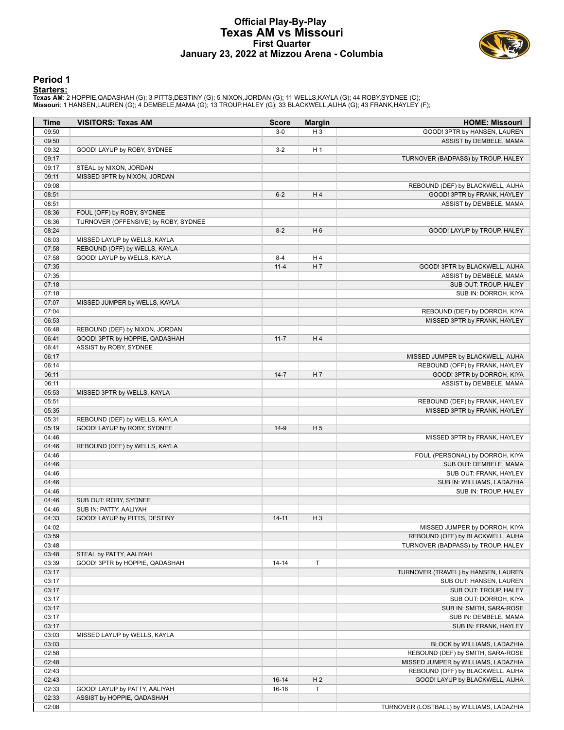# Official Play-By-Play
## Texas AM vs Missouri
### First Quarter
### January 23, 2022 at Mizzou Arena - Columbia

## Period 1

**Starters:**

**Texas AM**: 2 HOPPIE,QADASHAH (G); 3 PITTS,DESTINY (G); 5 NIXON,JORDAN (G); 11 WELLS,KAYLA (G); 44 ROBY,SYDNEE (C);
**Missouri**: 1 HANSEN,LAUREN (G); 4 DEMBELE,MAMA (G); 13 TROUP,HALEY (G); 33 BLACKWELL,AIJHA (G); 43 FRANK,HAYLEY (F);

| Time | VISITORS: Texas AM | Score | Margin | HOME: Missouri |
|---|---|---|---|---|
| 09:50 | | 3-0 | H 3 | GOOD! 3PTR by HANSEN, LAUREN |
| 09:50 | | | | ASSIST by DEMBELE, MAMA |
| 09:32 | GOOD! LAYUP by ROBY, SYDNEE | 3-2 | H 1 | |
| 09:17 | | | | TURNOVER (BADPASS) by TROUP, HALEY |
| 09:17 | STEAL by NIXON, JORDAN | | | |
| 09:11 | MISSED 3PTR by NIXON, JORDAN | | | |
| 09:08 | | | | REBOUND (DEF) by BLACKWELL, AIJHA |
| 08:51 | | 6-2 | H 4 | GOOD! 3PTR by FRANK, HAYLEY |
| 08:51 | | | | ASSIST by DEMBELE, MAMA |
| 08:36 | FOUL (OFF) by ROBY, SYDNEE | | | |
| 08:36 | TURNOVER (OFFENSIVE) by ROBY, SYDNEE | | | |
| 08:24 | | 8-2 | H 6 | GOOD! LAYUP by TROUP, HALEY |
| 08:03 | MISSED LAYUP by WELLS, KAYLA | | | |
| 07:58 | REBOUND (OFF) by WELLS, KAYLA | | | |
| 07:58 | GOOD! LAYUP by WELLS, KAYLA | 8-4 | H 4 | |
| 07:35 | | 11-4 | H 7 | GOOD! 3PTR by BLACKWELL, AIJHA |
| 07:35 | | | | ASSIST by DEMBELE, MAMA |
| 07:18 | | | | SUB OUT: TROUP, HALEY |
| 07:18 | | | | SUB IN: DORROH, KIYA |
| 07:07 | MISSED JUMPER by WELLS, KAYLA | | | |
| 07:04 | | | | REBOUND (DEF) by DORROH, KIYA |
| 06:53 | | | | MISSED 3PTR by FRANK, HAYLEY |
| 06:48 | REBOUND (DEF) by NIXON, JORDAN | | | |
| 06:41 | GOOD! 3PTR by HOPPIE, QADASHAH | 11-7 | H 4 | |
| 06:41 | ASSIST by ROBY, SYDNEE | | | |
| 06:17 | | | | MISSED JUMPER by BLACKWELL, AIJHA |
| 06:14 | | | | REBOUND (OFF) by FRANK, HAYLEY |
| 06:11 | | 14-7 | H 7 | GOOD! 3PTR by DORROH, KIYA |
| 06:11 | | | | ASSIST by DEMBELE, MAMA |
| 05:53 | MISSED 3PTR by WELLS, KAYLA | | | |
| 05:51 | | | | REBOUND (DEF) by FRANK, HAYLEY |
| 05:35 | | | | MISSED 3PTR by FRANK, HAYLEY |
| 05:31 | REBOUND (DEF) by WELLS, KAYLA | | | |
| 05:19 | GOOD! LAYUP by ROBY, SYDNEE | 14-9 | H 5 | |
| 04:46 | | | | MISSED 3PTR by FRANK, HAYLEY |
| 04:46 | REBOUND (DEF) by WELLS, KAYLA | | | |
| 04:46 | | | | FOUL (PERSONAL) by DORROH, KIYA |
| 04:46 | | | | SUB OUT: DEMBELE, MAMA |
| 04:46 | | | | SUB OUT: FRANK, HAYLEY |
| 04:46 | | | | SUB IN: WILLIAMS, LADAZHIA |
| 04:46 | | | | SUB IN: TROUP, HALEY |
| 04:46 | SUB OUT: ROBY, SYDNEE | | | |
| 04:46 | SUB IN: PATTY, AALIYAH | | | |
| 04:33 | GOOD! LAYUP by PITTS, DESTINY | 14-11 | H 3 | |
| 04:02 | | | | MISSED JUMPER by DORROH, KIYA |
| 03:59 | | | | REBOUND (OFF) by BLACKWELL, AIJHA |
| 03:48 | | | | TURNOVER (BADPASS) by TROUP, HALEY |
| 03:48 | STEAL by PATTY, AALIYAH | | | |
| 03:39 | GOOD! 3PTR by HOPPIE, QADASHAH | 14-14 | T | |
| 03:17 | | | | TURNOVER (TRAVEL) by HANSEN, LAUREN |
| 03:17 | | | | SUB OUT: HANSEN, LAUREN |
| 03:17 | | | | SUB OUT: TROUP, HALEY |
| 03:17 | | | | SUB OUT: DORROH, KIYA |
| 03:17 | | | | SUB IN: SMITH, SARA-ROSE |
| 03:17 | | | | SUB IN: DEMBELE, MAMA |
| 03:17 | | | | SUB IN: FRANK, HAYLEY |
| 03:03 | MISSED LAYUP by WELLS, KAYLA | | | |
| 03:03 | | | | BLOCK by WILLIAMS, LADAZHIA |
| 02:58 | | | | REBOUND (DEF) by SMITH, SARA-ROSE |
| 02:48 | | | | MISSED JUMPER by WILLIAMS, LADAZHIA |
| 02:43 | | | | REBOUND (OFF) by BLACKWELL, AIJHA |
| 02:43 | | 16-14 | H 2 | GOOD! LAYUP by BLACKWELL, AIJHA |
| 02:33 | GOOD! LAYUP by PATTY, AALIYAH | 16-16 | T | |
| 02:33 | ASSIST by HOPPIE, QADASHAH | | | |
| 02:08 | | | | TURNOVER (LOSTBALL) by WILLIAMS, LADAZHIA |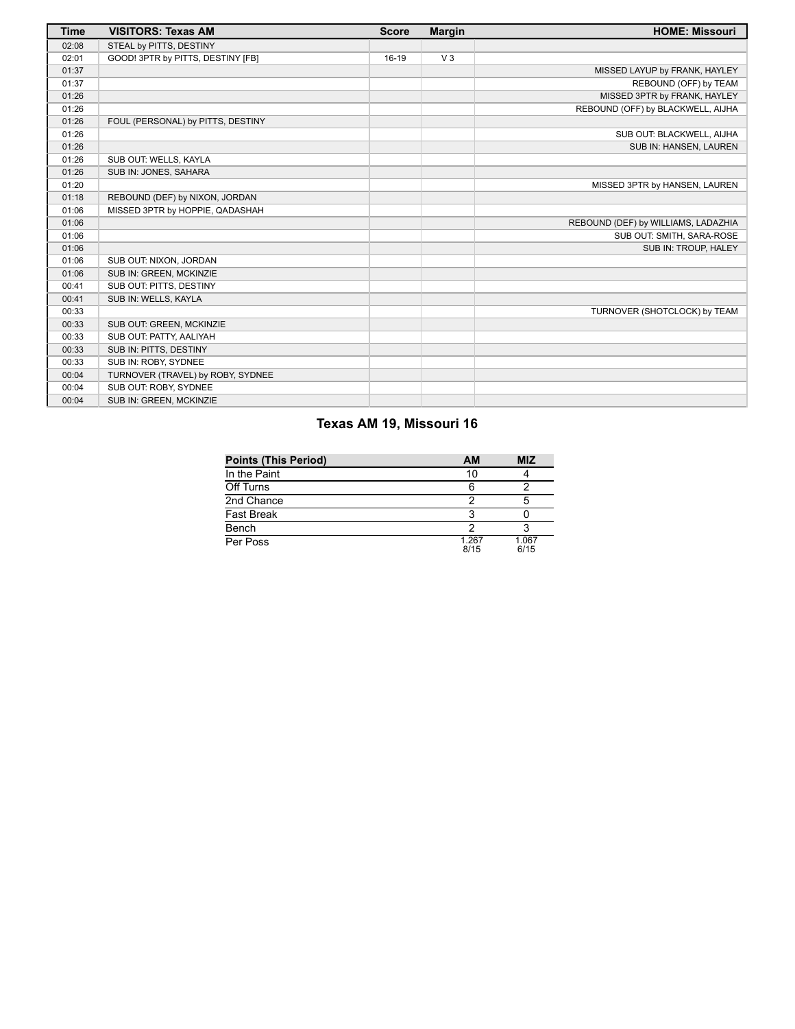| Time | VISITORS: Texas AM | Score | Margin | HOME: Missouri |
|---|---|---|---|---|
| 02:08 | STEAL by PITTS, DESTINY | | | |
| 02:01 | GOOD! 3PTR by PITTS, DESTINY [FB] | 16-19 | V 3 | |
| 01:37 | | | | MISSED LAYUP by FRANK, HAYLEY |
| 01:37 | | | | REBOUND (OFF) by TEAM |
| 01:26 | | | | MISSED 3PTR by FRANK, HAYLEY |
| 01:26 | | | | REBOUND (OFF) by BLACKWELL, AIJHA |
| 01:26 | FOUL (PERSONAL) by PITTS, DESTINY | | | |
| 01:26 | | | | SUB OUT: BLACKWELL, AIJHA |
| 01:26 | | | | SUB IN: HANSEN, LAUREN |
| 01:26 | SUB OUT: WELLS, KAYLA | | | |
| 01:26 | SUB IN: JONES, SAHARA | | | |
| 01:20 | | | | MISSED 3PTR by HANSEN, LAUREN |
| 01:18 | REBOUND (DEF) by NIXON, JORDAN | | | |
| 01:06 | MISSED 3PTR by HOPPIE, QADASHAH | | | |
| 01:06 | | | | REBOUND (DEF) by WILLIAMS, LADAZHIA |
| 01:06 | | | | SUB OUT: SMITH, SARA-ROSE |
| 01:06 | | | | SUB IN: TROUP, HALEY |
| 01:06 | SUB OUT: NIXON, JORDAN | | | |
| 01:06 | SUB IN: GREEN, MCKINZIE | | | |
| 00:41 | SUB OUT: PITTS, DESTINY | | | |
| 00:41 | SUB IN: WELLS, KAYLA | | | |
| 00:33 | | | | TURNOVER (SHOTCLOCK) by TEAM |
| 00:33 | SUB OUT: GREEN, MCKINZIE | | | |
| 00:33 | SUB OUT: PATTY, AALIYAH | | | |
| 00:33 | SUB IN: PITTS, DESTINY | | | |
| 00:33 | SUB IN: ROBY, SYDNEE | | | |
| 00:04 | TURNOVER (TRAVEL) by ROBY, SYDNEE | | | |
| 00:04 | SUB OUT: ROBY, SYDNEE | | | |
| 00:04 | SUB IN: GREEN, MCKINZIE | | | |

## Texas AM 19, Missouri 16

| Points (This Period) | AM | MIZ |
|---|---|---|
| In the Paint | 10 | 4 |
| Off Turns | 6 | 2 |
| 2nd Chance | 2 | 5 |
| Fast Break | 3 | 0 |
| Bench | 2 | 3 |
| Per Poss | 1.267 8/15 | 1.067 6/15 |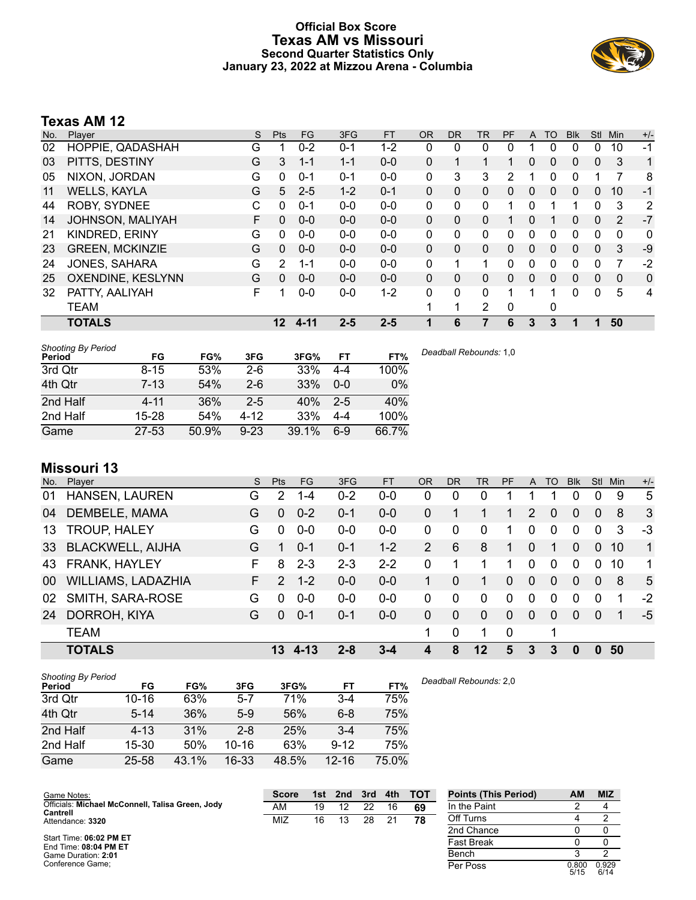# Official Box Score
## Texas AM vs Missouri
### Second Quarter Statistics Only
### January 23, 2022 at Mizzou Arena - Columbia

## Texas AM 12

| No. | Player | S | Pts | FG | 3FG | FT | OR | DR | TR | PF | A | TO | Blk | Stl | Min | +/- |
|---|---|---|---|---|---|---|---|---|---|---|---|---|---|---|---|---|
| 02 | HOPPIE, QADASHAH | G | 1 | 0-2 | 0-1 | 1-2 | 0 | 0 | 0 | 0 | 1 | 0 | 0 | 0 | 10 | -1 |
| 03 | PITTS, DESTINY | G | 3 | 1-1 | 1-1 | 0-0 | 0 | 1 | 1 | 1 | 0 | 0 | 0 | 0 | 3 | 1 |
| 05 | NIXON, JORDAN | G | 0 | 0-1 | 0-1 | 0-0 | 0 | 3 | 3 | 2 | 1 | 0 | 0 | 1 | 7 | 8 |
| 11 | WELLS, KAYLA | G | 5 | 2-5 | 1-2 | 0-1 | 0 | 0 | 0 | 0 | 0 | 0 | 0 | 0 | 10 | -1 |
| 44 | ROBY, SYDNEE | C | 0 | 0-1 | 0-0 | 0-0 | 0 | 0 | 0 | 1 | 0 | 1 | 1 | 0 | 3 | 2 |
| 14 | JOHNSON, MALIYAH | F | 0 | 0-0 | 0-0 | 0-0 | 0 | 0 | 0 | 1 | 0 | 1 | 0 | 0 | 2 | -7 |
| 21 | KINDRED, ERINY | G | 0 | 0-0 | 0-0 | 0-0 | 0 | 0 | 0 | 0 | 0 | 0 | 0 | 0 | 0 | 0 |
| 23 | GREEN, MCKINZIE | G | 0 | 0-0 | 0-0 | 0-0 | 0 | 0 | 0 | 0 | 0 | 0 | 0 | 0 | 3 | -9 |
| 24 | JONES, SAHARA | G | 2 | 1-1 | 0-0 | 0-0 | 0 | 1 | 1 | 0 | 0 | 0 | 0 | 0 | 7 | -2 |
| 25 | OXENDINE, KESLYNN | G | 0 | 0-0 | 0-0 | 0-0 | 0 | 0 | 0 | 0 | 0 | 0 | 0 | 0 | 0 | 0 |
| 32 | PATTY, AALIYAH | F | 1 | 0-0 | 0-0 | 1-2 | 0 | 0 | 0 | 1 | 1 | 1 | 0 | 0 | 5 | 4 |
| | TEAM | | | | | | 1 | 1 | 2 | 0 | | 0 | | | | |
| | **TOTALS** | | **12** | **4-11** | **2-5** | **2-5** | **1** | **6** | **7** | **6** | **3** | **3** | **1** | **1** | **50** | |

*Shooting By Period*

| Period | FG | FG% | 3FG | 3FG% | FT | FT% |
|---|---|---|---|---|---|---|
| 3rd Qtr | 8-15 | 53% | 2-6 | 33% | 4-4 | 100% |
| 4th Qtr | 7-13 | 54% | 2-6 | 33% | 0-0 | 0% |
| 2nd Half | 4-11 | 36% | 2-5 | 40% | 2-5 | 40% |
| 2nd Half | 15-28 | 54% | 4-12 | 33% | 4-4 | 100% |
| Game | 27-53 | 50.9% | 9-23 | 39.1% | 6-9 | 66.7% |

*Deadball Rebounds:* 1,0

## Missouri 13

| No. | Player | S | Pts | FG | 3FG | FT | OR | DR | TR | PF | A | TO | Blk | Stl | Min | +/- |
|---|---|---|---|---|---|---|---|---|---|---|---|---|---|---|---|---|
| 01 | HANSEN, LAUREN | G | 2 | 1-4 | 0-2 | 0-0 | 0 | 0 | 0 | 1 | 1 | 1 | 0 | 0 | 9 | 5 |
| 04 | DEMBELE, MAMA | G | 0 | 0-2 | 0-1 | 0-0 | 0 | 1 | 1 | 1 | 2 | 0 | 0 | 0 | 8 | 3 |
| 13 | TROUP, HALEY | G | 0 | 0-0 | 0-0 | 0-0 | 0 | 0 | 0 | 1 | 0 | 0 | 0 | 0 | 3 | -3 |
| 33 | BLACKWELL, AIJHA | G | 1 | 0-1 | 0-1 | 1-2 | 2 | 6 | 8 | 1 | 0 | 1 | 0 | 0 | 10 | 1 |
| 43 | FRANK, HAYLEY | F | 8 | 2-3 | 2-3 | 2-2 | 0 | 1 | 1 | 1 | 0 | 0 | 0 | 0 | 10 | 1 |
| 00 | WILLIAMS, LADAZHIA | F | 2 | 1-2 | 0-0 | 0-0 | 1 | 0 | 1 | 0 | 0 | 0 | 0 | 0 | 8 | 5 |
| 02 | SMITH, SARA-ROSE | G | 0 | 0-0 | 0-0 | 0-0 | 0 | 0 | 0 | 0 | 0 | 0 | 0 | 0 | 1 | -2 |
| 24 | DORROH, KIYA | G | 0 | 0-1 | 0-1 | 0-0 | 0 | 0 | 0 | 0 | 0 | 0 | 0 | 0 | 1 | -5 |
| | TEAM | | | | | | 1 | 0 | 1 | 0 | | 1 | | | | |
| | **TOTALS** | | **13** | **4-13** | **2-8** | **3-4** | **4** | **8** | **12** | **5** | **3** | **3** | **0** | **0** | **50** | |

*Shooting By Period*

| Period | FG | FG% | 3FG | 3FG% | FT | FT% |
|---|---|---|---|---|---|---|
| 3rd Qtr | 10-16 | 63% | 5-7 | 71% | 3-4 | 75% |
| 4th Qtr | 5-14 | 36% | 5-9 | 56% | 6-8 | 75% |
| 2nd Half | 4-13 | 31% | 2-8 | 25% | 3-4 | 75% |
| 2nd Half | 15-30 | 50% | 10-16 | 63% | 9-12 | 75% |
| Game | 25-58 | 43.1% | 16-33 | 48.5% | 12-16 | 75.0% |

*Deadball Rebounds:* 2,0

Game Notes:
Officials: **Michael McConnell, Talisa Green, Jody Cantrell**
Attendance: **3320**

Start Time: **06:02 PM ET**
End Time: **08:04 PM ET**
Game Duration: **2:01**
Conference Game;

| Score | 1st | 2nd | 3rd | 4th | TOT |
|---|---|---|---|---|---|
| AM | 19 | 12 | 22 | 16 | **69** |
| MIZ | 16 | 13 | 28 | 21 | **78** |

| Points (This Period) | AM | MIZ |
|---|---|---|
| In the Paint | 2 | 4 |
| Off Turns | 4 | 2 |
| 2nd Chance | 0 | 0 |
| Fast Break | 0 | 0 |
| Bench | 3 | 2 |
| Per Poss | 0.800 5/15 | 0.929 6/14 |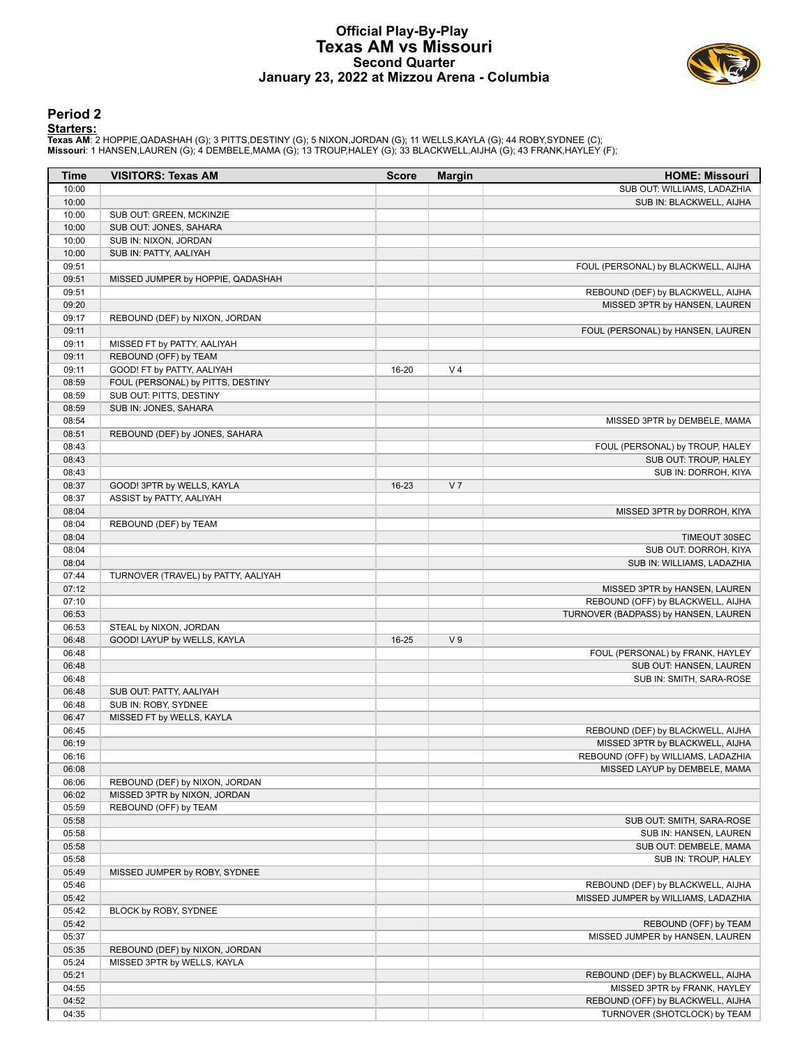# Official Play-By-Play
## Texas AM vs Missouri
### Second Quarter
### January 23, 2022 at Mizzou Arena - Columbia

## Period 2

**Starters:**

**Texas AM**: 2 HOPPIE,QADASHAH (G); 3 PITTS,DESTINY (G); 5 NIXON,JORDAN (G); 11 WELLS,KAYLA (G); 44 ROBY,SYDNEE (C);
**Missouri**: 1 HANSEN,LAUREN (G); 4 DEMBELE,MAMA (G); 13 TROUP,HALEY (G); 33 BLACKWELL,AIJHA (G); 43 FRANK,HAYLEY (F);

| Time | VISITORS: Texas AM | Score | Margin | HOME: Missouri |
|---|---|---|---|---|
| 10:00 | | | | SUB OUT: WILLIAMS, LADAZHIA |
| 10:00 | | | | SUB IN: BLACKWELL, AIJHA |
| 10:00 | SUB OUT: GREEN, MCKINZIE | | | |
| 10:00 | SUB OUT: JONES, SAHARA | | | |
| 10:00 | SUB IN: NIXON, JORDAN | | | |
| 10:00 | SUB IN: PATTY, AALIYAH | | | |
| 09:51 | | | | FOUL (PERSONAL) by BLACKWELL, AIJHA |
| 09:51 | MISSED JUMPER by HOPPIE, QADASHAH | | | |
| 09:51 | | | | REBOUND (DEF) by BLACKWELL, AIJHA |
| 09:20 | | | | MISSED 3PTR by HANSEN, LAUREN |
| 09:17 | REBOUND (DEF) by NIXON, JORDAN | | | |
| 09:11 | | | | FOUL (PERSONAL) by HANSEN, LAUREN |
| 09:11 | MISSED FT by PATTY, AALIYAH | | | |
| 09:11 | REBOUND (OFF) by TEAM | | | |
| 09:11 | GOOD! FT by PATTY, AALIYAH | 16-20 | V 4 | |
| 08:59 | FOUL (PERSONAL) by PITTS, DESTINY | | | |
| 08:59 | SUB OUT: PITTS, DESTINY | | | |
| 08:59 | SUB IN: JONES, SAHARA | | | |
| 08:54 | | | | MISSED 3PTR by DEMBELE, MAMA |
| 08:51 | REBOUND (DEF) by JONES, SAHARA | | | |
| 08:43 | | | | FOUL (PERSONAL) by TROUP, HALEY |
| 08:43 | | | | SUB OUT: TROUP, HALEY |
| 08:43 | | | | SUB IN: DORROH, KIYA |
| 08:37 | GOOD! 3PTR by WELLS, KAYLA | 16-23 | V 7 | |
| 08:37 | ASSIST by PATTY, AALIYAH | | | |
| 08:04 | | | | MISSED 3PTR by DORROH, KIYA |
| 08:04 | REBOUND (DEF) by TEAM | | | |
| 08:04 | | | | TIMEOUT 30SEC |
| 08:04 | | | | SUB OUT: DORROH, KIYA |
| 08:04 | | | | SUB IN: WILLIAMS, LADAZHIA |
| 07:44 | TURNOVER (TRAVEL) by PATTY, AALIYAH | | | |
| 07:12 | | | | MISSED 3PTR by HANSEN, LAUREN |
| 07:10 | | | | REBOUND (OFF) by BLACKWELL, AIJHA |
| 06:53 | | | | TURNOVER (BADPASS) by HANSEN, LAUREN |
| 06:53 | STEAL by NIXON, JORDAN | | | |
| 06:48 | GOOD! LAYUP by WELLS, KAYLA | 16-25 | V 9 | |
| 06:48 | | | | FOUL (PERSONAL) by FRANK, HAYLEY |
| 06:48 | | | | SUB OUT: HANSEN, LAUREN |
| 06:48 | | | | SUB IN: SMITH, SARA-ROSE |
| 06:48 | SUB OUT: PATTY, AALIYAH | | | |
| 06:48 | SUB IN: ROBY, SYDNEE | | | |
| 06:47 | MISSED FT by WELLS, KAYLA | | | |
| 06:45 | | | | REBOUND (DEF) by BLACKWELL, AIJHA |
| 06:19 | | | | MISSED 3PTR by BLACKWELL, AIJHA |
| 06:16 | | | | REBOUND (OFF) by WILLIAMS, LADAZHIA |
| 06:08 | | | | MISSED LAYUP by DEMBELE, MAMA |
| 06:06 | REBOUND (DEF) by NIXON, JORDAN | | | |
| 06:02 | MISSED 3PTR by NIXON, JORDAN | | | |
| 05:59 | REBOUND (OFF) by TEAM | | | |
| 05:58 | | | | SUB OUT: SMITH, SARA-ROSE |
| 05:58 | | | | SUB IN: HANSEN, LAUREN |
| 05:58 | | | | SUB OUT: DEMBELE, MAMA |
| 05:58 | | | | SUB IN: TROUP, HALEY |
| 05:49 | MISSED JUMPER by ROBY, SYDNEE | | | |
| 05:46 | | | | REBOUND (DEF) by BLACKWELL, AIJHA |
| 05:42 | | | | MISSED JUMPER by WILLIAMS, LADAZHIA |
| 05:42 | BLOCK by ROBY, SYDNEE | | | |
| 05:42 | | | | REBOUND (OFF) by TEAM |
| 05:37 | | | | MISSED JUMPER by HANSEN, LAUREN |
| 05:35 | REBOUND (DEF) by NIXON, JORDAN | | | |
| 05:24 | MISSED 3PTR by WELLS, KAYLA | | | |
| 05:21 | | | | REBOUND (DEF) by BLACKWELL, AIJHA |
| 04:55 | | | | MISSED 3PTR by FRANK, HAYLEY |
| 04:52 | | | | REBOUND (OFF) by BLACKWELL, AIJHA |
| 04:35 | | | | TURNOVER (SHOTCLOCK) by TEAM |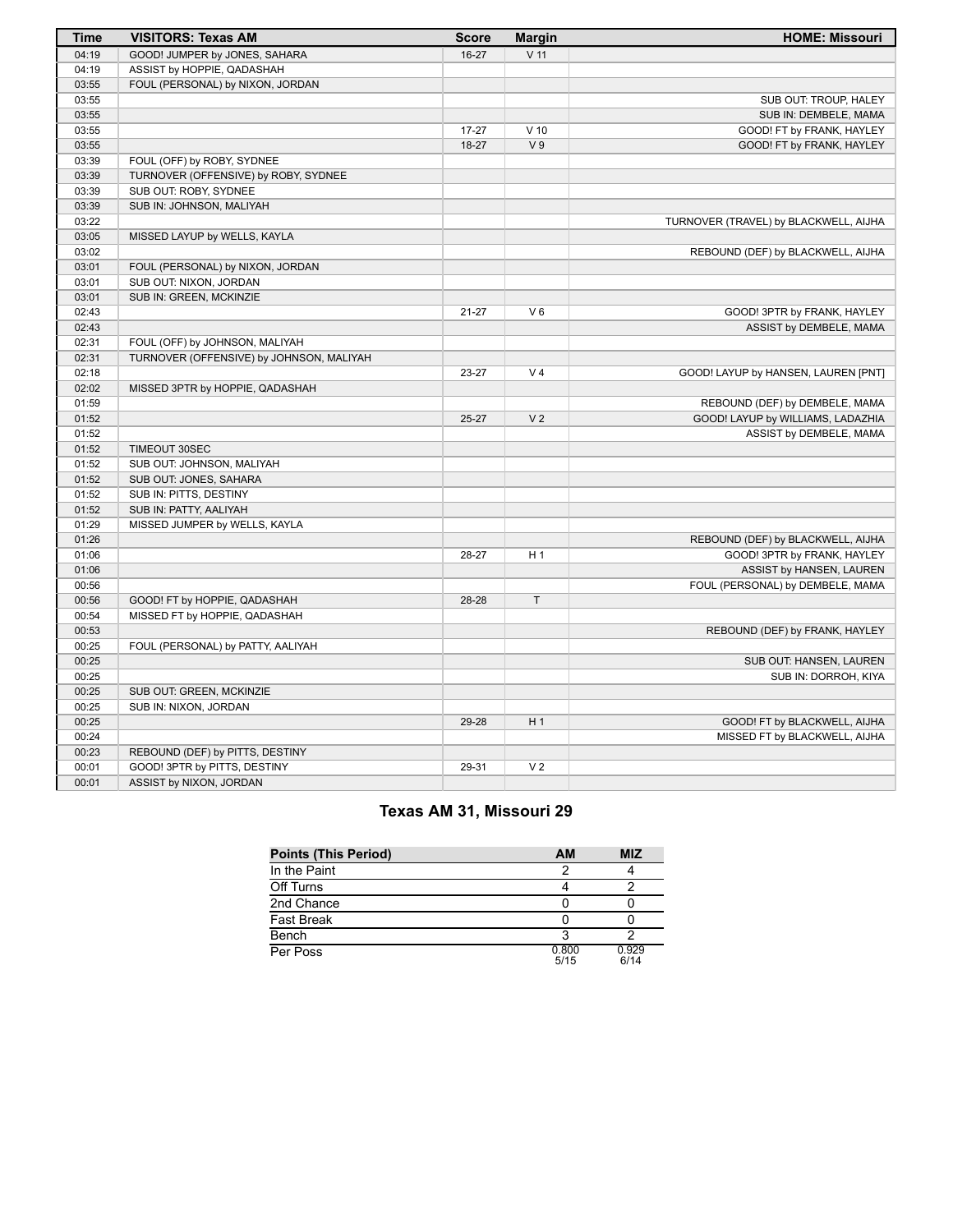| Time | VISITORS: Texas AM | Score | Margin | HOME: Missouri |
|---|---|---|---|---|
| 04:19 | GOOD! JUMPER by JONES, SAHARA | 16-27 | V 11 | |
| 04:19 | ASSIST by HOPPIE, QADASHAH | | | |
| 03:55 | FOUL (PERSONAL) by NIXON, JORDAN | | | |
| 03:55 | | | | SUB OUT: TROUP, HALEY |
| 03:55 | | | | SUB IN: DEMBELE, MAMA |
| 03:55 | | 17-27 | V 10 | GOOD! FT by FRANK, HAYLEY |
| 03:55 | | 18-27 | V 9 | GOOD! FT by FRANK, HAYLEY |
| 03:39 | FOUL (OFF) by ROBY, SYDNEE | | | |
| 03:39 | TURNOVER (OFFENSIVE) by ROBY, SYDNEE | | | |
| 03:39 | SUB OUT: ROBY, SYDNEE | | | |
| 03:39 | SUB IN: JOHNSON, MALIYAH | | | |
| 03:22 | | | | TURNOVER (TRAVEL) by BLACKWELL, AIJHA |
| 03:05 | MISSED LAYUP by WELLS, KAYLA | | | |
| 03:02 | | | | REBOUND (DEF) by BLACKWELL, AIJHA |
| 03:01 | FOUL (PERSONAL) by NIXON, JORDAN | | | |
| 03:01 | SUB OUT: NIXON, JORDAN | | | |
| 03:01 | SUB IN: GREEN, MCKINZIE | | | |
| 02:43 | | 21-27 | V 6 | GOOD! 3PTR by FRANK, HAYLEY |
| 02:43 | | | | ASSIST by DEMBELE, MAMA |
| 02:31 | FOUL (OFF) by JOHNSON, MALIYAH | | | |
| 02:31 | TURNOVER (OFFENSIVE) by JOHNSON, MALIYAH | | | |
| 02:18 | | 23-27 | V 4 | GOOD! LAYUP by HANSEN, LAUREN [PNT] |
| 02:02 | MISSED 3PTR by HOPPIE, QADASHAH | | | |
| 01:59 | | | | REBOUND (DEF) by DEMBELE, MAMA |
| 01:52 | | 25-27 | V 2 | GOOD! LAYUP by WILLIAMS, LADAZHIA |
| 01:52 | | | | ASSIST by DEMBELE, MAMA |
| 01:52 | TIMEOUT 30SEC | | | |
| 01:52 | SUB OUT: JOHNSON, MALIYAH | | | |
| 01:52 | SUB OUT: JONES, SAHARA | | | |
| 01:52 | SUB IN: PITTS, DESTINY | | | |
| 01:52 | SUB IN: PATTY, AALIYAH | | | |
| 01:29 | MISSED JUMPER by WELLS, KAYLA | | | |
| 01:26 | | | | REBOUND (DEF) by BLACKWELL, AIJHA |
| 01:06 | | 28-27 | H 1 | GOOD! 3PTR by FRANK, HAYLEY |
| 01:06 | | | | ASSIST by HANSEN, LAUREN |
| 00:56 | | | | FOUL (PERSONAL) by DEMBELE, MAMA |
| 00:56 | GOOD! FT by HOPPIE, QADASHAH | 28-28 | T | |
| 00:54 | MISSED FT by HOPPIE, QADASHAH | | | |
| 00:53 | | | | REBOUND (DEF) by FRANK, HAYLEY |
| 00:25 | FOUL (PERSONAL) by PATTY, AALIYAH | | | |
| 00:25 | | | | SUB OUT: HANSEN, LAUREN |
| 00:25 | | | | SUB IN: DORROH, KIYA |
| 00:25 | SUB OUT: GREEN, MCKINZIE | | | |
| 00:25 | SUB IN: NIXON, JORDAN | | | |
| 00:25 | | 29-28 | H 1 | GOOD! FT by BLACKWELL, AIJHA |
| 00:24 | | | | MISSED FT by BLACKWELL, AIJHA |
| 00:23 | REBOUND (DEF) by PITTS, DESTINY | | | |
| 00:01 | GOOD! 3PTR by PITTS, DESTINY | 29-31 | V 2 | |
| 00:01 | ASSIST by NIXON, JORDAN | | | |

## Texas AM 31, Missouri 29

| Points (This Period) | AM | MIZ |
|---|---|---|
| In the Paint | 2 | 4 |
| Off Turns | 4 | 2 |
| 2nd Chance | 0 | 0 |
| Fast Break | 0 | 0 |
| Bench | 3 | 2 |
| Per Poss | 0.800 5/15 | 0.929 6/14 |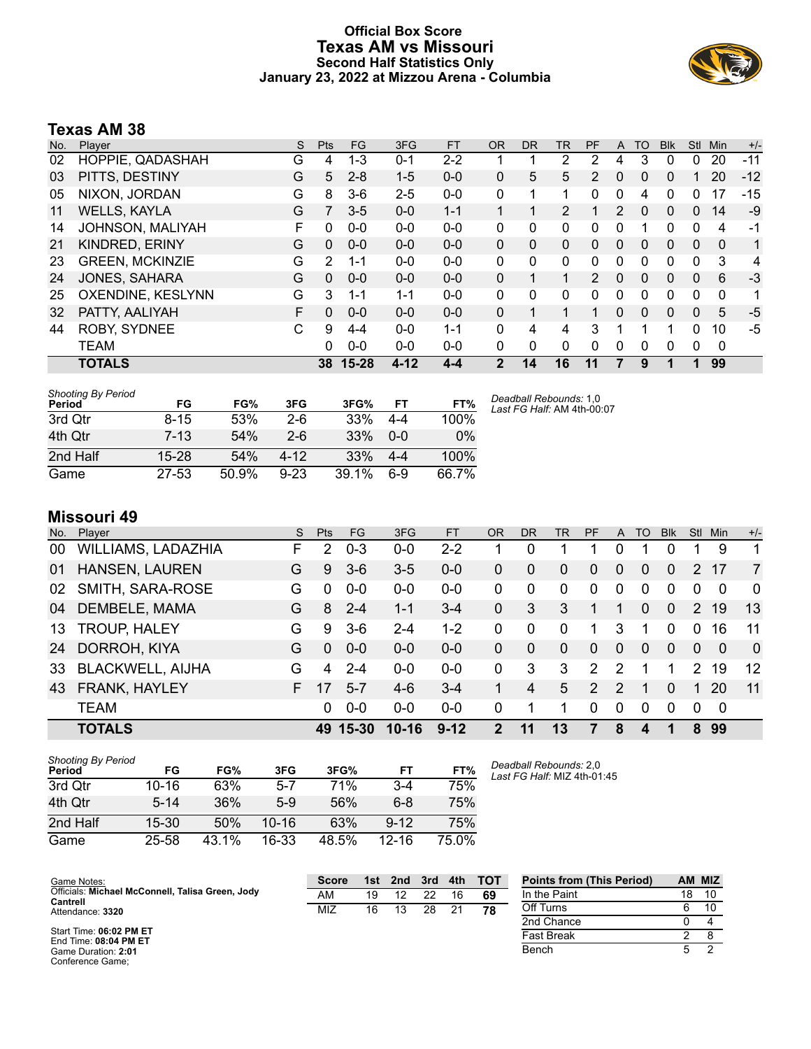# Official Box Score
## Texas AM vs Missouri
### Second Half Statistics Only
### January 23, 2022 at Mizzou Arena - Columbia

## Texas AM 38

| No. | Player | S | Pts | FG | 3FG | FT | OR | DR | TR | PF | A | TO | Blk | Stl | Min | +/- |
|---|---|---|---|---|---|---|---|---|---|---|---|---|---|---|---|---|
| 02 | HOPPIE, QADASHAH | G | 4 | 1-3 | 0-1 | 2-2 | 1 | 1 | 2 | 2 | 4 | 3 | 0 | 0 | 20 | -11 |
| 03 | PITTS, DESTINY | G | 5 | 2-8 | 1-5 | 0-0 | 0 | 5 | 5 | 2 | 0 | 0 | 0 | 1 | 20 | -12 |
| 05 | NIXON, JORDAN | G | 8 | 3-6 | 2-5 | 0-0 | 0 | 1 | 1 | 0 | 0 | 4 | 0 | 0 | 17 | -15 |
| 11 | WELLS, KAYLA | G | 7 | 3-5 | 0-0 | 1-1 | 1 | 1 | 2 | 1 | 2 | 0 | 0 | 0 | 14 | -9 |
| 14 | JOHNSON, MALIYAH | F | 0 | 0-0 | 0-0 | 0-0 | 0 | 0 | 0 | 0 | 0 | 1 | 0 | 0 | 4 | -1 |
| 21 | KINDRED, ERINY | G | 0 | 0-0 | 0-0 | 0-0 | 0 | 0 | 0 | 0 | 0 | 0 | 0 | 0 | 0 | 1 |
| 23 | GREEN, MCKINZIE | G | 2 | 1-1 | 0-0 | 0-0 | 0 | 0 | 0 | 0 | 0 | 0 | 0 | 0 | 3 | 4 |
| 24 | JONES, SAHARA | G | 0 | 0-0 | 0-0 | 0-0 | 0 | 1 | 1 | 2 | 0 | 0 | 0 | 0 | 6 | -3 |
| 25 | OXENDINE, KESLYNN | G | 3 | 1-1 | 1-1 | 0-0 | 0 | 0 | 0 | 0 | 0 | 0 | 0 | 0 | 0 | 1 |
| 32 | PATTY, AALIYAH | F | 0 | 0-0 | 0-0 | 0-0 | 0 | 1 | 1 | 1 | 0 | 0 | 0 | 0 | 5 | -5 |
| 44 | ROBY, SYDNEE | C | 9 | 4-4 | 0-0 | 1-1 | 0 | 4 | 4 | 3 | 1 | 1 | 1 | 0 | 10 | -5 |
| | TEAM | | 0 | 0-0 | 0-0 | 0-0 | 0 | 0 | 0 | 0 | 0 | 0 | 0 | 0 | 0 | |
| | **TOTALS** | | **38** | **15-28** | **4-12** | **4-4** | **2** | **14** | **16** | **11** | **7** | **9** | **1** | **1** | **99** | |

*Shooting By Period*

| Period | FG | FG% | 3FG | 3FG% | FT | FT% |
|---|---|---|---|---|---|---|
| 3rd Qtr | 8-15 | 53% | 2-6 | 33% | 4-4 | 100% |
| 4th Qtr | 7-13 | 54% | 2-6 | 33% | 0-0 | 0% |
| 2nd Half | 15-28 | 54% | 4-12 | 33% | 4-4 | 100% |
| Game | 27-53 | 50.9% | 9-23 | 39.1% | 6-9 | 66.7% |

*Deadball Rebounds:* 1,0
*Last FG Half:* AM 4th-00:07

## Missouri 49

| No. | Player | S | Pts | FG | 3FG | FT | OR | DR | TR | PF | A | TO | Blk | Stl | Min | +/- |
|---|---|---|---|---|---|---|---|---|---|---|---|---|---|---|---|---|
| 00 | WILLIAMS, LADAZHIA | F | 2 | 0-3 | 0-0 | 2-2 | 1 | 0 | 1 | 1 | 0 | 1 | 0 | 1 | 9 | 1 |
| 01 | HANSEN, LAUREN | G | 9 | 3-6 | 3-5 | 0-0 | 0 | 0 | 0 | 0 | 0 | 0 | 0 | 2 | 17 | 7 |
| 02 | SMITH, SARA-ROSE | G | 0 | 0-0 | 0-0 | 0-0 | 0 | 0 | 0 | 0 | 0 | 0 | 0 | 0 | 0 | 0 |
| 04 | DEMBELE, MAMA | G | 8 | 2-4 | 1-1 | 3-4 | 0 | 3 | 3 | 1 | 1 | 0 | 0 | 2 | 19 | 13 |
| 13 | TROUP, HALEY | G | 9 | 3-6 | 2-4 | 1-2 | 0 | 0 | 0 | 1 | 3 | 1 | 0 | 0 | 16 | 11 |
| 24 | DORROH, KIYA | G | 0 | 0-0 | 0-0 | 0-0 | 0 | 0 | 0 | 0 | 0 | 0 | 0 | 0 | 0 | 0 |
| 33 | BLACKWELL, AIJHA | G | 4 | 2-4 | 0-0 | 0-0 | 0 | 3 | 3 | 2 | 2 | 1 | 1 | 2 | 19 | 12 |
| 43 | FRANK, HAYLEY | F | 17 | 5-7 | 4-6 | 3-4 | 1 | 4 | 5 | 2 | 2 | 1 | 0 | 1 | 20 | 11 |
| | TEAM | | 0 | 0-0 | 0-0 | 0-0 | 0 | 1 | 1 | 0 | 0 | 0 | 0 | 0 | 0 | |
| | **TOTALS** | | **49** | **15-30** | **10-16** | **9-12** | **2** | **11** | **13** | **7** | **8** | **4** | **1** | **8** | **99** | |

*Shooting By Period*

| Period | FG | FG% | 3FG | 3FG% | FT | FT% |
|---|---|---|---|---|---|---|
| 3rd Qtr | 10-16 | 63% | 5-7 | 71% | 3-4 | 75% |
| 4th Qtr | 5-14 | 36% | 5-9 | 56% | 6-8 | 75% |
| 2nd Half | 15-30 | 50% | 10-16 | 63% | 9-12 | 75% |
| Game | 25-58 | 43.1% | 16-33 | 48.5% | 12-16 | 75.0% |

*Deadball Rebounds:* 2,0
*Last FG Half:* MIZ 4th-01:45

Game Notes:
Officials: **Michael McConnell, Talisa Green, Jody Cantrell**
Attendance: **3320**

Start Time: **06:02 PM ET**
End Time: **08:04 PM ET**
Game Duration: **2:01**
Conference Game;

| Score | 1st | 2nd | 3rd | 4th | TOT |
|---|---|---|---|---|---|
| AM | 19 | 12 | 22 | 16 | 69 |
| MIZ | 16 | 13 | 28 | 21 | 78 |

| Points from (This Period) | AM | MIZ |
|---|---|---|
| In the Paint | 18 | 10 |
| Off Turns | 6 | 10 |
| 2nd Chance | 0 | 4 |
| Fast Break | 2 | 8 |
| Bench | 5 | 2 |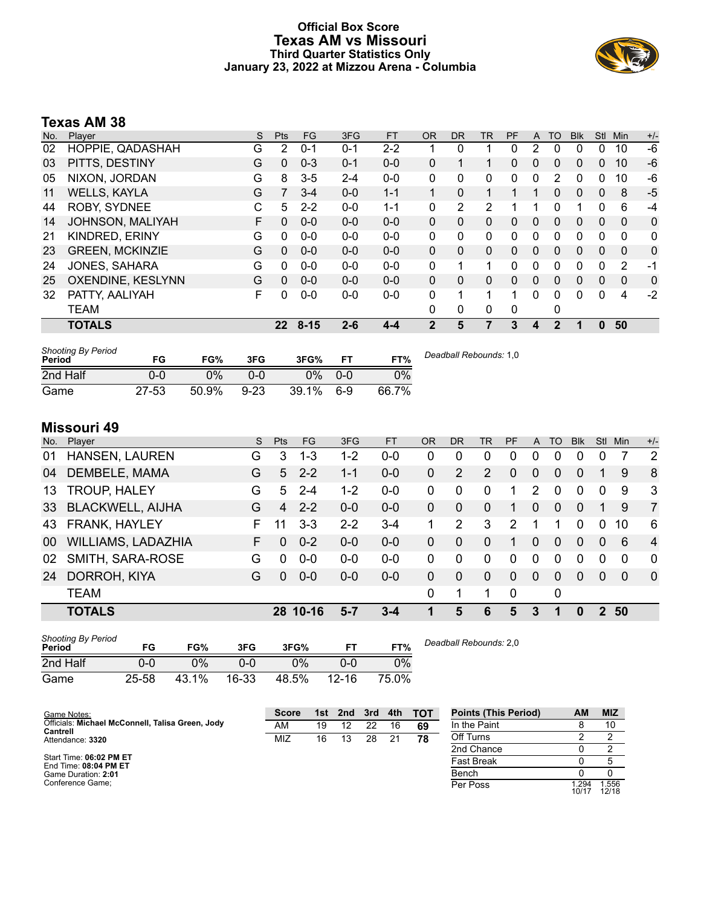# Official Box Score
## Texas AM vs Missouri
### Third Quarter Statistics Only
### January 23, 2022 at Mizzou Arena - Columbia

## Texas AM 38

| No. | Player | S | Pts | FG | 3FG | FT | OR | DR | TR | PF | A | TO | Blk | Stl | Min | +/- |
|---|---|---|---|---|---|---|---|---|---|---|---|---|---|---|---|---|
| 02 | HOPPIE, QADASHAH | G | 2 | 0-1 | 0-1 | 2-2 | 1 | 0 | 1 | 0 | 2 | 0 | 0 | 0 | 10 | -6 |
| 03 | PITTS, DESTINY | G | 0 | 0-3 | 0-1 | 0-0 | 0 | 1 | 1 | 0 | 0 | 0 | 0 | 0 | 10 | -6 |
| 05 | NIXON, JORDAN | G | 8 | 3-5 | 2-4 | 0-0 | 0 | 0 | 0 | 0 | 0 | 2 | 0 | 0 | 10 | -6 |
| 11 | WELLS, KAYLA | G | 7 | 3-4 | 0-0 | 1-1 | 1 | 0 | 1 | 1 | 1 | 0 | 0 | 0 | 8 | -5 |
| 44 | ROBY, SYDNEE | C | 5 | 2-2 | 0-0 | 1-1 | 0 | 2 | 2 | 1 | 1 | 0 | 1 | 0 | 6 | -4 |
| 14 | JOHNSON, MALIYAH | F | 0 | 0-0 | 0-0 | 0-0 | 0 | 0 | 0 | 0 | 0 | 0 | 0 | 0 | 0 | 0 |
| 21 | KINDRED, ERINY | G | 0 | 0-0 | 0-0 | 0-0 | 0 | 0 | 0 | 0 | 0 | 0 | 0 | 0 | 0 | 0 |
| 23 | GREEN, MCKINZIE | G | 0 | 0-0 | 0-0 | 0-0 | 0 | 0 | 0 | 0 | 0 | 0 | 0 | 0 | 0 | 0 |
| 24 | JONES, SAHARA | G | 0 | 0-0 | 0-0 | 0-0 | 0 | 1 | 1 | 0 | 0 | 0 | 0 | 0 | 2 | -1 |
| 25 | OXENDINE, KESLYNN | G | 0 | 0-0 | 0-0 | 0-0 | 0 | 0 | 0 | 0 | 0 | 0 | 0 | 0 | 0 | 0 |
| 32 | PATTY, AALIYAH | F | 0 | 0-0 | 0-0 | 0-0 | 0 | 1 | 1 | 1 | 0 | 0 | 0 | 0 | 4 | -2 |
| | TEAM | | | | | | 0 | 0 | 0 | 0 | | 0 | | | | |
| | **TOTALS** | | **22** | **8-15** | **2-6** | **4-4** | **2** | **5** | **7** | **3** | **4** | **2** | **1** | **0** | **50** | |

| Shooting By Period Period | FG | FG% | 3FG | 3FG% | FT | FT% |
|---|---|---|---|---|---|---|
| 2nd Half | 0-0 | 0% | 0-0 | 0% | 0-0 | 0% |
| Game | 27-53 | 50.9% | 9-23 | 39.1% | 6-9 | 66.7% |

*Deadball Rebounds:* 1,0

## Missouri 49

| No. | Player | S | Pts | FG | 3FG | FT | OR | DR | TR | PF | A | TO | Blk | Stl | Min | +/- |
|---|---|---|---|---|---|---|---|---|---|---|---|---|---|---|---|---|
| 01 | HANSEN, LAUREN | G | 3 | 1-3 | 1-2 | 0-0 | 0 | 0 | 0 | 0 | 0 | 0 | 0 | 0 | 7 | 2 |
| 04 | DEMBELE, MAMA | G | 5 | 2-2 | 1-1 | 0-0 | 0 | 2 | 2 | 0 | 0 | 0 | 0 | 1 | 9 | 8 |
| 13 | TROUP, HALEY | G | 5 | 2-4 | 1-2 | 0-0 | 0 | 0 | 0 | 1 | 2 | 0 | 0 | 0 | 9 | 3 |
| 33 | BLACKWELL, AIJHA | G | 4 | 2-2 | 0-0 | 0-0 | 0 | 0 | 0 | 1 | 0 | 0 | 0 | 1 | 9 | 7 |
| 43 | FRANK, HAYLEY | F | 11 | 3-3 | 2-2 | 3-4 | 1 | 2 | 3 | 2 | 1 | 1 | 0 | 0 | 10 | 6 |
| 00 | WILLIAMS, LADAZHIA | F | 0 | 0-2 | 0-0 | 0-0 | 0 | 0 | 0 | 1 | 0 | 0 | 0 | 0 | 6 | 4 |
| 02 | SMITH, SARA-ROSE | G | 0 | 0-0 | 0-0 | 0-0 | 0 | 0 | 0 | 0 | 0 | 0 | 0 | 0 | 0 | 0 |
| 24 | DORROH, KIYA | G | 0 | 0-0 | 0-0 | 0-0 | 0 | 0 | 0 | 0 | 0 | 0 | 0 | 0 | 0 | 0 |
| | TEAM | | | | | | 0 | 1 | 1 | 0 | | 0 | | | | |
| | **TOTALS** | | **28** | **10-16** | **5-7** | **3-4** | **1** | **5** | **6** | **5** | **3** | **1** | **0** | **2** | **50** | |

| Shooting By Period Period | FG | FG% | 3FG | 3FG% | FT | FT% |
|---|---|---|---|---|---|---|
| 2nd Half | 0-0 | 0% | 0-0 | 0% | 0-0 | 0% |
| Game | 25-58 | 43.1% | 16-33 | 48.5% | 12-16 | 75.0% |

*Deadball Rebounds:* 2,0

Game Notes:
Officials: **Michael McConnell, Talisa Green, Jody Cantrell**
Attendance: **3320**

Start Time: **06:02 PM ET**
End Time: **08:04 PM ET**
Game Duration: **2:01**
Conference Game;

| Score | 1st | 2nd | 3rd | 4th | TOT |
|---|---|---|---|---|---|
| AM | 19 | 12 | 22 | 16 | **69** |
| MIZ | 16 | 13 | 28 | 21 | **78** |

| Points (This Period) | AM | MIZ |
|---|---|---|
| In the Paint | 8 | 10 |
| Off Turns | 2 | 2 |
| 2nd Chance | 0 | 2 |
| Fast Break | 0 | 5 |
| Bench | 0 | 0 |
| Per Poss | 1.294 10/17 | 1.556 12/18 |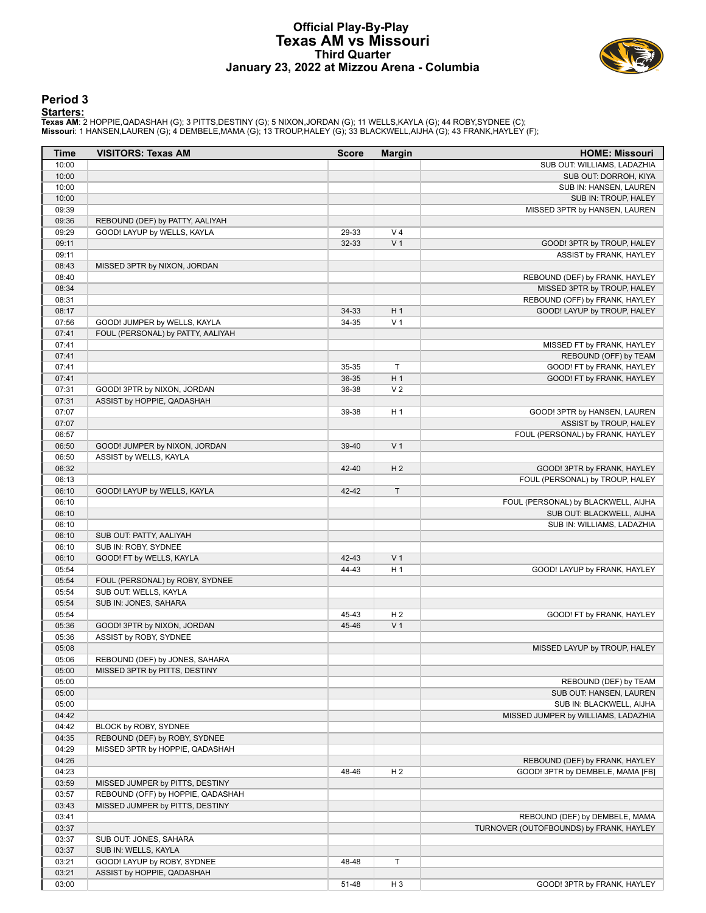# Official Play-By-Play
# Texas AM vs Missouri
## Third Quarter
### January 23, 2022 at Mizzou Arena - Columbia

## Period 3

**Starters:**

**Texas AM**: 2 HOPPIE,QADASHAH (G); 3 PITTS,DESTINY (G); 5 NIXON,JORDAN (G); 11 WELLS,KAYLA (G); 44 ROBY,SYDNEE (C);
**Missouri**: 1 HANSEN,LAUREN (G); 4 DEMBELE,MAMA (G); 13 TROUP,HALEY (G); 33 BLACKWELL,AIJHA (G); 43 FRANK,HAYLEY (F);

| Time | VISITORS: Texas AM | Score | Margin | HOME: Missouri |
|---|---|---|---|---|
| 10:00 | | | | SUB OUT: WILLIAMS, LADAZHIA |
| 10:00 | | | | SUB OUT: DORROH, KIYA |
| 10:00 | | | | SUB IN: HANSEN, LAUREN |
| 10:00 | | | | SUB IN: TROUP, HALEY |
| 09:39 | | | | MISSED 3PTR by HANSEN, LAUREN |
| 09:36 | REBOUND (DEF) by PATTY, AALIYAH | | | |
| 09:29 | GOOD! LAYUP by WELLS, KAYLA | 29-33 | V 4 | |
| 09:11 | | 32-33 | V 1 | GOOD! 3PTR by TROUP, HALEY |
| 09:11 | | | | ASSIST by FRANK, HAYLEY |
| 08:43 | MISSED 3PTR by NIXON, JORDAN | | | |
| 08:40 | | | | REBOUND (DEF) by FRANK, HAYLEY |
| 08:34 | | | | MISSED 3PTR by TROUP, HALEY |
| 08:31 | | | | REBOUND (OFF) by FRANK, HAYLEY |
| 08:17 | | 34-33 | H 1 | GOOD! LAYUP by TROUP, HALEY |
| 07:56 | GOOD! JUMPER by WELLS, KAYLA | 34-35 | V 1 | |
| 07:41 | FOUL (PERSONAL) by PATTY, AALIYAH | | | |
| 07:41 | | | | MISSED FT by FRANK, HAYLEY |
| 07:41 | | | | REBOUND (OFF) by TEAM |
| 07:41 | | 35-35 | T | GOOD! FT by FRANK, HAYLEY |
| 07:41 | | 36-35 | H 1 | GOOD! FT by FRANK, HAYLEY |
| 07:31 | GOOD! 3PTR by NIXON, JORDAN | 36-38 | V 2 | |
| 07:31 | ASSIST by HOPPIE, QADASHAH | | | |
| 07:07 | | 39-38 | H 1 | GOOD! 3PTR by HANSEN, LAUREN |
| 07:07 | | | | ASSIST by TROUP, HALEY |
| 06:57 | | | | FOUL (PERSONAL) by FRANK, HAYLEY |
| 06:50 | GOOD! JUMPER by NIXON, JORDAN | 39-40 | V 1 | |
| 06:50 | ASSIST by WELLS, KAYLA | | | |
| 06:32 | | 42-40 | H 2 | GOOD! 3PTR by FRANK, HAYLEY |
| 06:13 | | | | FOUL (PERSONAL) by TROUP, HALEY |
| 06:10 | GOOD! LAYUP by WELLS, KAYLA | 42-42 | T | |
| 06:10 | | | | FOUL (PERSONAL) by BLACKWELL, AIJHA |
| 06:10 | | | | SUB OUT: BLACKWELL, AIJHA |
| 06:10 | | | | SUB IN: WILLIAMS, LADAZHIA |
| 06:10 | SUB OUT: PATTY, AALIYAH | | | |
| 06:10 | SUB IN: ROBY, SYDNEE | | | |
| 06:10 | GOOD! FT by WELLS, KAYLA | 42-43 | V 1 | |
| 05:54 | | 44-43 | H 1 | GOOD! LAYUP by FRANK, HAYLEY |
| 05:54 | FOUL (PERSONAL) by ROBY, SYDNEE | | | |
| 05:54 | SUB OUT: WELLS, KAYLA | | | |
| 05:54 | SUB IN: JONES, SAHARA | | | |
| 05:54 | | 45-43 | H 2 | GOOD! FT by FRANK, HAYLEY |
| 05:36 | GOOD! 3PTR by NIXON, JORDAN | 45-46 | V 1 | |
| 05:36 | ASSIST by ROBY, SYDNEE | | | |
| 05:08 | | | | MISSED LAYUP by TROUP, HALEY |
| 05:06 | REBOUND (DEF) by JONES, SAHARA | | | |
| 05:00 | MISSED 3PTR by PITTS, DESTINY | | | |
| 05:00 | | | | REBOUND (DEF) by TEAM |
| 05:00 | | | | SUB OUT: HANSEN, LAUREN |
| 05:00 | | | | SUB IN: BLACKWELL, AIJHA |
| 04:42 | | | | MISSED JUMPER by WILLIAMS, LADAZHIA |
| 04:42 | BLOCK by ROBY, SYDNEE | | | |
| 04:35 | REBOUND (DEF) by ROBY, SYDNEE | | | |
| 04:29 | MISSED 3PTR by HOPPIE, QADASHAH | | | |
| 04:26 | | | | REBOUND (DEF) by FRANK, HAYLEY |
| 04:23 | | 48-46 | H 2 | GOOD! 3PTR by DEMBELE, MAMA [FB] |
| 03:59 | MISSED JUMPER by PITTS, DESTINY | | | |
| 03:57 | REBOUND (OFF) by HOPPIE, QADASHAH | | | |
| 03:43 | MISSED JUMPER by PITTS, DESTINY | | | |
| 03:41 | | | | REBOUND (DEF) by DEMBELE, MAMA |
| 03:37 | | | | TURNOVER (OUTOFBOUNDS) by FRANK, HAYLEY |
| 03:37 | SUB OUT: JONES, SAHARA | | | |
| 03:37 | SUB IN: WELLS, KAYLA | | | |
| 03:21 | GOOD! LAYUP by ROBY, SYDNEE | 48-48 | T | |
| 03:21 | ASSIST by HOPPIE, QADASHAH | | | |
| 03:00 | | 51-48 | H 3 | GOOD! 3PTR by FRANK, HAYLEY |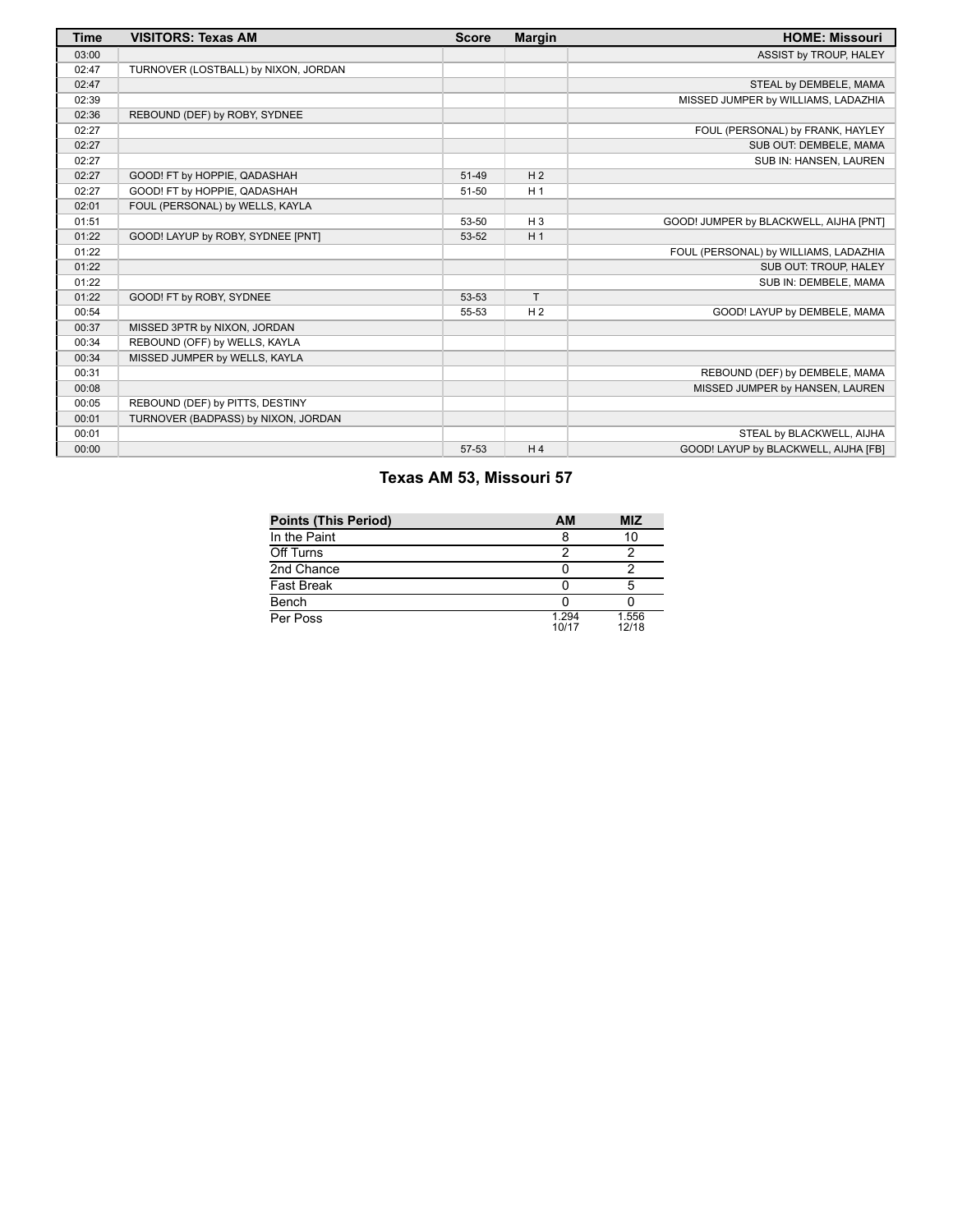| Time | VISITORS: Texas AM | Score | Margin | HOME: Missouri |
| --- | --- | --- | --- | --- |
| 03:00 | | | | ASSIST by TROUP, HALEY |
| 02:47 | TURNOVER (LOSTBALL) by NIXON, JORDAN | | | |
| 02:47 | | | | STEAL by DEMBELE, MAMA |
| 02:39 | | | | MISSED JUMPER by WILLIAMS, LADAZHIA |
| 02:36 | REBOUND (DEF) by ROBY, SYDNEE | | | |
| 02:27 | | | | FOUL (PERSONAL) by FRANK, HAYLEY |
| 02:27 | | | | SUB OUT: DEMBELE, MAMA |
| 02:27 | | | | SUB IN: HANSEN, LAUREN |
| 02:27 | GOOD! FT by HOPPIE, QADASHAH | 51-49 | H 2 | |
| 02:27 | GOOD! FT by HOPPIE, QADASHAH | 51-50 | H 1 | |
| 02:01 | FOUL (PERSONAL) by WELLS, KAYLA | | | |
| 01:51 | | 53-50 | H 3 | GOOD! JUMPER by BLACKWELL, AIJHA [PNT] |
| 01:22 | GOOD! LAYUP by ROBY, SYDNEE [PNT] | 53-52 | H 1 | |
| 01:22 | | | | FOUL (PERSONAL) by WILLIAMS, LADAZHIA |
| 01:22 | | | | SUB OUT: TROUP, HALEY |
| 01:22 | | | | SUB IN: DEMBELE, MAMA |
| 01:22 | GOOD! FT by ROBY, SYDNEE | 53-53 | T | |
| 00:54 | | 55-53 | H 2 | GOOD! LAYUP by DEMBELE, MAMA |
| 00:37 | MISSED 3PTR by NIXON, JORDAN | | | |
| 00:34 | REBOUND (OFF) by WELLS, KAYLA | | | |
| 00:34 | MISSED JUMPER by WELLS, KAYLA | | | |
| 00:31 | | | | REBOUND (DEF) by DEMBELE, MAMA |
| 00:08 | | | | MISSED JUMPER by HANSEN, LAUREN |
| 00:05 | REBOUND (DEF) by PITTS, DESTINY | | | |
| 00:01 | TURNOVER (BADPASS) by NIXON, JORDAN | | | |
| 00:01 | | | | STEAL by BLACKWELL, AIJHA |
| 00:00 | | 57-53 | H 4 | GOOD! LAYUP by BLACKWELL, AIJHA [FB] |

## Texas AM 53, Missouri 57

| Points (This Period) | AM | MIZ |
| --- | --- | --- |
| In the Paint | 8 | 10 |
| Off Turns | 2 | 2 |
| 2nd Chance | 0 | 2 |
| Fast Break | 0 | 5 |
| Bench | 0 | 0 |
| Per Poss | 1.294 10/17 | 1.556 12/18 |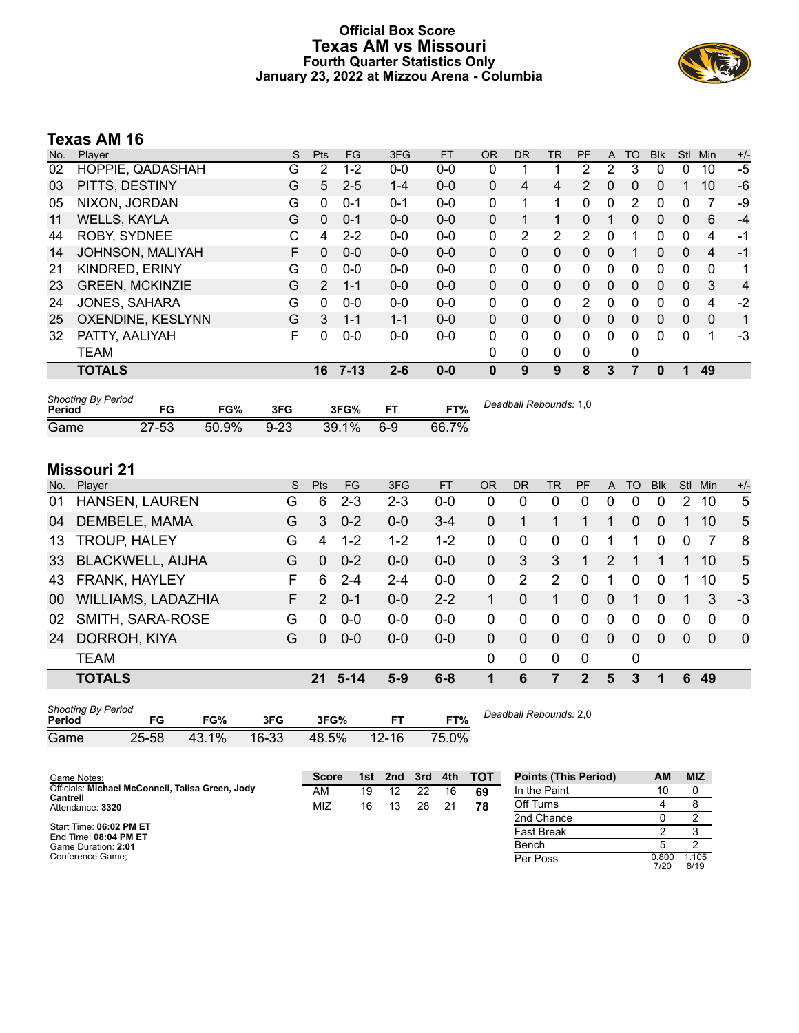# Official Box Score
## Texas AM vs Missouri
### Fourth Quarter Statistics Only
### January 23, 2022 at Mizzou Arena - Columbia

## Texas AM 16

| No. | Player | S | Pts | FG | 3FG | FT | OR | DR | TR | PF | A | TO | Blk | Stl | Min | +/- |
|---|---|---|---|---|---|---|---|---|---|---|---|---|---|---|---|---|
| 02 | HOPPIE, QADASHAH | G | 2 | 1-2 | 0-0 | 0-0 | 0 | 1 | 1 | 2 | 2 | 3 | 0 | 0 | 10 | -5 |
| 03 | PITTS, DESTINY | G | 5 | 2-5 | 1-4 | 0-0 | 0 | 4 | 4 | 2 | 0 | 0 | 0 | 1 | 10 | -6 |
| 05 | NIXON, JORDAN | G | 0 | 0-1 | 0-1 | 0-0 | 0 | 1 | 1 | 0 | 0 | 2 | 0 | 0 | 7 | -9 |
| 11 | WELLS, KAYLA | G | 0 | 0-1 | 0-0 | 0-0 | 0 | 1 | 1 | 0 | 1 | 0 | 0 | 0 | 6 | -4 |
| 44 | ROBY, SYDNEE | C | 4 | 2-2 | 0-0 | 0-0 | 0 | 2 | 2 | 2 | 0 | 1 | 0 | 0 | 4 | -1 |
| 14 | JOHNSON, MALIYAH | F | 0 | 0-0 | 0-0 | 0-0 | 0 | 0 | 0 | 0 | 0 | 1 | 0 | 0 | 4 | -1 |
| 21 | KINDRED, ERINY | G | 0 | 0-0 | 0-0 | 0-0 | 0 | 0 | 0 | 0 | 0 | 0 | 0 | 0 | 0 | 1 |
| 23 | GREEN, MCKINZIE | G | 2 | 1-1 | 0-0 | 0-0 | 0 | 0 | 0 | 0 | 0 | 0 | 0 | 0 | 3 | 4 |
| 24 | JONES, SAHARA | G | 0 | 0-0 | 0-0 | 0-0 | 0 | 0 | 0 | 2 | 0 | 0 | 0 | 0 | 4 | -2 |
| 25 | OXENDINE, KESLYNN | G | 3 | 1-1 | 1-1 | 0-0 | 0 | 0 | 0 | 0 | 0 | 0 | 0 | 0 | 0 | 1 |
| 32 | PATTY, AALIYAH | F | 0 | 0-0 | 0-0 | 0-0 | 0 | 0 | 0 | 0 | 0 | 0 | 0 | 0 | 1 | -3 |
| | TEAM | | | | | | 0 | 0 | 0 | 0 | | 0 | | | | |
| | **TOTALS** | | **16** | **7-13** | **2-6** | **0-0** | **0** | **9** | **9** | **8** | **3** | **7** | **0** | **1** | **49** | |

*Shooting By Period*

| Period | FG | FG% | 3FG | 3FG% | FT | FT% |
|---|---|---|---|---|---|---|
| Game | 27-53 | 50.9% | 9-23 | 39.1% | 6-9 | 66.7% |

*Deadball Rebounds:* 1,0

## Missouri 21

| No. | Player | S | Pts | FG | 3FG | FT | OR | DR | TR | PF | A | TO | Blk | Stl | Min | +/- |
|---|---|---|---|---|---|---|---|---|---|---|---|---|---|---|---|---|
| 01 | HANSEN, LAUREN | G | 6 | 2-3 | 2-3 | 0-0 | 0 | 0 | 0 | 0 | 0 | 0 | 0 | 2 | 10 | 5 |
| 04 | DEMBELE, MAMA | G | 3 | 0-2 | 0-0 | 3-4 | 0 | 1 | 1 | 1 | 1 | 0 | 0 | 1 | 10 | 5 |
| 13 | TROUP, HALEY | G | 4 | 1-2 | 1-2 | 1-2 | 0 | 0 | 0 | 0 | 1 | 1 | 0 | 0 | 7 | 8 |
| 33 | BLACKWELL, AIJHA | G | 0 | 0-2 | 0-0 | 0-0 | 0 | 3 | 3 | 1 | 2 | 1 | 1 | 1 | 10 | 5 |
| 43 | FRANK, HAYLEY | F | 6 | 2-4 | 2-4 | 0-0 | 0 | 2 | 2 | 0 | 1 | 0 | 0 | 1 | 10 | 5 |
| 00 | WILLIAMS, LADAZHIA | F | 2 | 0-1 | 0-0 | 2-2 | 1 | 0 | 1 | 0 | 0 | 1 | 0 | 1 | 3 | -3 |
| 02 | SMITH, SARA-ROSE | G | 0 | 0-0 | 0-0 | 0-0 | 0 | 0 | 0 | 0 | 0 | 0 | 0 | 0 | 0 | 0 |
| 24 | DORROH, KIYA | G | 0 | 0-0 | 0-0 | 0-0 | 0 | 0 | 0 | 0 | 0 | 0 | 0 | 0 | 0 | 0 |
| | TEAM | | | | | | 0 | 0 | 0 | 0 | | 0 | | | | |
| | **TOTALS** | | **21** | **5-14** | **5-9** | **6-8** | **1** | **6** | **7** | **2** | **5** | **3** | **1** | **6** | **49** | |

*Shooting By Period*

| Period | FG | FG% | 3FG | 3FG% | FT | FT% |
|---|---|---|---|---|---|---|
| Game | 25-58 | 43.1% | 16-33 | 48.5% | 12-16 | 75.0% |

*Deadball Rebounds:* 2,0

Game Notes:
Officials: **Michael McConnell, Talisa Green, Jody Cantrell**
Attendance: **3320**

Start Time: **06:02 PM ET**
End Time: **08:04 PM ET**
Game Duration: **2:01**
Conference Game;

| Score | 1st | 2nd | 3rd | 4th | TOT |
|---|---|---|---|---|---|
| AM | 19 | 12 | 22 | 16 | **69** |
| MIZ | 16 | 13 | 28 | 21 | **78** |

| Points (This Period) | AM | MIZ |
|---|---|---|
| In the Paint | 10 | 0 |
| Off Turns | 4 | 8 |
| 2nd Chance | 0 | 2 |
| Fast Break | 2 | 3 |
| Bench | 5 | 2 |
| Per Poss | 0.800 7/20 | 1.105 8/19 |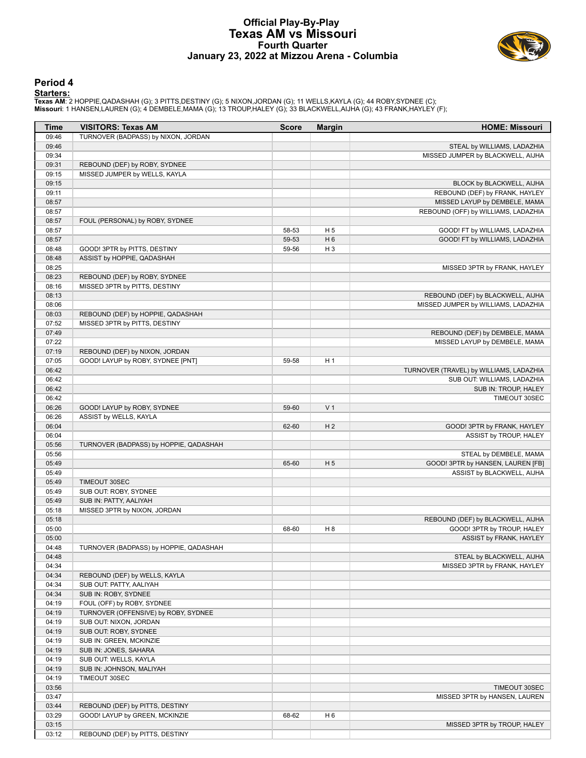# Official Play-By-Play
# Texas AM vs Missouri
## Fourth Quarter
### January 23, 2022 at Mizzou Arena - Columbia

## Period 4

**Starters:**

**Texas AM**: 2 HOPPIE,QADASHAH (G); 3 PITTS,DESTINY (G); 5 NIXON,JORDAN (G); 11 WELLS,KAYLA (G); 44 ROBY,SYDNEE (C);
**Missouri**: 1 HANSEN,LAUREN (G); 4 DEMBELE,MAMA (G); 13 TROUP,HALEY (G); 33 BLACKWELL,AIJHA (G); 43 FRANK,HAYLEY (F);

| Time | VISITORS: Texas AM | Score | Margin | HOME: Missouri |
|---|---|---|---|---|
| 09:46 | TURNOVER (BADPASS) by NIXON, JORDAN | | | |
| 09:46 | | | | STEAL by WILLIAMS, LADAZHIA |
| 09:34 | | | | MISSED JUMPER by BLACKWELL, AIJHA |
| 09:31 | REBOUND (DEF) by ROBY, SYDNEE | | | |
| 09:15 | MISSED JUMPER by WELLS, KAYLA | | | |
| 09:15 | | | | BLOCK by BLACKWELL, AIJHA |
| 09:11 | | | | REBOUND (DEF) by FRANK, HAYLEY |
| 08:57 | | | | MISSED LAYUP by DEMBELE, MAMA |
| 08:57 | | | | REBOUND (OFF) by WILLIAMS, LADAZHIA |
| 08:57 | FOUL (PERSONAL) by ROBY, SYDNEE | | | |
| 08:57 | | 58-53 | H 5 | GOOD! FT by WILLIAMS, LADAZHIA |
| 08:57 | | 59-53 | H 6 | GOOD! FT by WILLIAMS, LADAZHIA |
| 08:48 | GOOD! 3PTR by PITTS, DESTINY | 59-56 | H 3 | |
| 08:48 | ASSIST by HOPPIE, QADASHAH | | | |
| 08:25 | | | | MISSED 3PTR by FRANK, HAYLEY |
| 08:23 | REBOUND (DEF) by ROBY, SYDNEE | | | |
| 08:16 | MISSED 3PTR by PITTS, DESTINY | | | |
| 08:13 | | | | REBOUND (DEF) by BLACKWELL, AIJHA |
| 08:06 | | | | MISSED JUMPER by WILLIAMS, LADAZHIA |
| 08:03 | REBOUND (DEF) by HOPPIE, QADASHAH | | | |
| 07:52 | MISSED 3PTR by PITTS, DESTINY | | | |
| 07:49 | | | | REBOUND (DEF) by DEMBELE, MAMA |
| 07:22 | | | | MISSED LAYUP by DEMBELE, MAMA |
| 07:19 | REBOUND (DEF) by NIXON, JORDAN | | | |
| 07:05 | GOOD! LAYUP by ROBY, SYDNEE [PNT] | 59-58 | H 1 | |
| 06:42 | | | | TURNOVER (TRAVEL) by WILLIAMS, LADAZHIA |
| 06:42 | | | | SUB OUT: WILLIAMS, LADAZHIA |
| 06:42 | | | | SUB IN: TROUP, HALEY |
| 06:42 | | | | TIMEOUT 30SEC |
| 06:26 | GOOD! LAYUP by ROBY, SYDNEE | 59-60 | V 1 | |
| 06:26 | ASSIST by WELLS, KAYLA | | | |
| 06:04 | | 62-60 | H 2 | GOOD! 3PTR by FRANK, HAYLEY |
| 06:04 | | | | ASSIST by TROUP, HALEY |
| 05:56 | TURNOVER (BADPASS) by HOPPIE, QADASHAH | | | |
| 05:56 | | | | STEAL by DEMBELE, MAMA |
| 05:49 | | 65-60 | H 5 | GOOD! 3PTR by HANSEN, LAUREN [FB] |
| 05:49 | | | | ASSIST by BLACKWELL, AIJHA |
| 05:49 | TIMEOUT 30SEC | | | |
| 05:49 | SUB OUT: ROBY, SYDNEE | | | |
| 05:49 | SUB IN: PATTY, AALIYAH | | | |
| 05:18 | MISSED 3PTR by NIXON, JORDAN | | | |
| 05:18 | | | | REBOUND (DEF) by BLACKWELL, AIJHA |
| 05:00 | | 68-60 | H 8 | GOOD! 3PTR by TROUP, HALEY |
| 05:00 | | | | ASSIST by FRANK, HAYLEY |
| 04:48 | TURNOVER (BADPASS) by HOPPIE, QADASHAH | | | |
| 04:48 | | | | STEAL by BLACKWELL, AIJHA |
| 04:34 | | | | MISSED 3PTR by FRANK, HAYLEY |
| 04:34 | REBOUND (DEF) by WELLS, KAYLA | | | |
| 04:34 | SUB OUT: PATTY, AALIYAH | | | |
| 04:34 | SUB IN: ROBY, SYDNEE | | | |
| 04:19 | FOUL (OFF) by ROBY, SYDNEE | | | |
| 04:19 | TURNOVER (OFFENSIVE) by ROBY, SYDNEE | | | |
| 04:19 | SUB OUT: NIXON, JORDAN | | | |
| 04:19 | SUB OUT: ROBY, SYDNEE | | | |
| 04:19 | SUB IN: GREEN, MCKINZIE | | | |
| 04:19 | SUB IN: JONES, SAHARA | | | |
| 04:19 | SUB OUT: WELLS, KAYLA | | | |
| 04:19 | SUB IN: JOHNSON, MALIYAH | | | |
| 04:19 | TIMEOUT 30SEC | | | |
| 03:56 | | | | TIMEOUT 30SEC |
| 03:47 | | | | MISSED 3PTR by HANSEN, LAUREN |
| 03:44 | REBOUND (DEF) by PITTS, DESTINY | | | |
| 03:29 | GOOD! LAYUP by GREEN, MCKINZIE | 68-62 | H 6 | |
| 03:15 | | | | MISSED 3PTR by TROUP, HALEY |
| 03:12 | REBOUND (DEF) by PITTS, DESTINY | | | |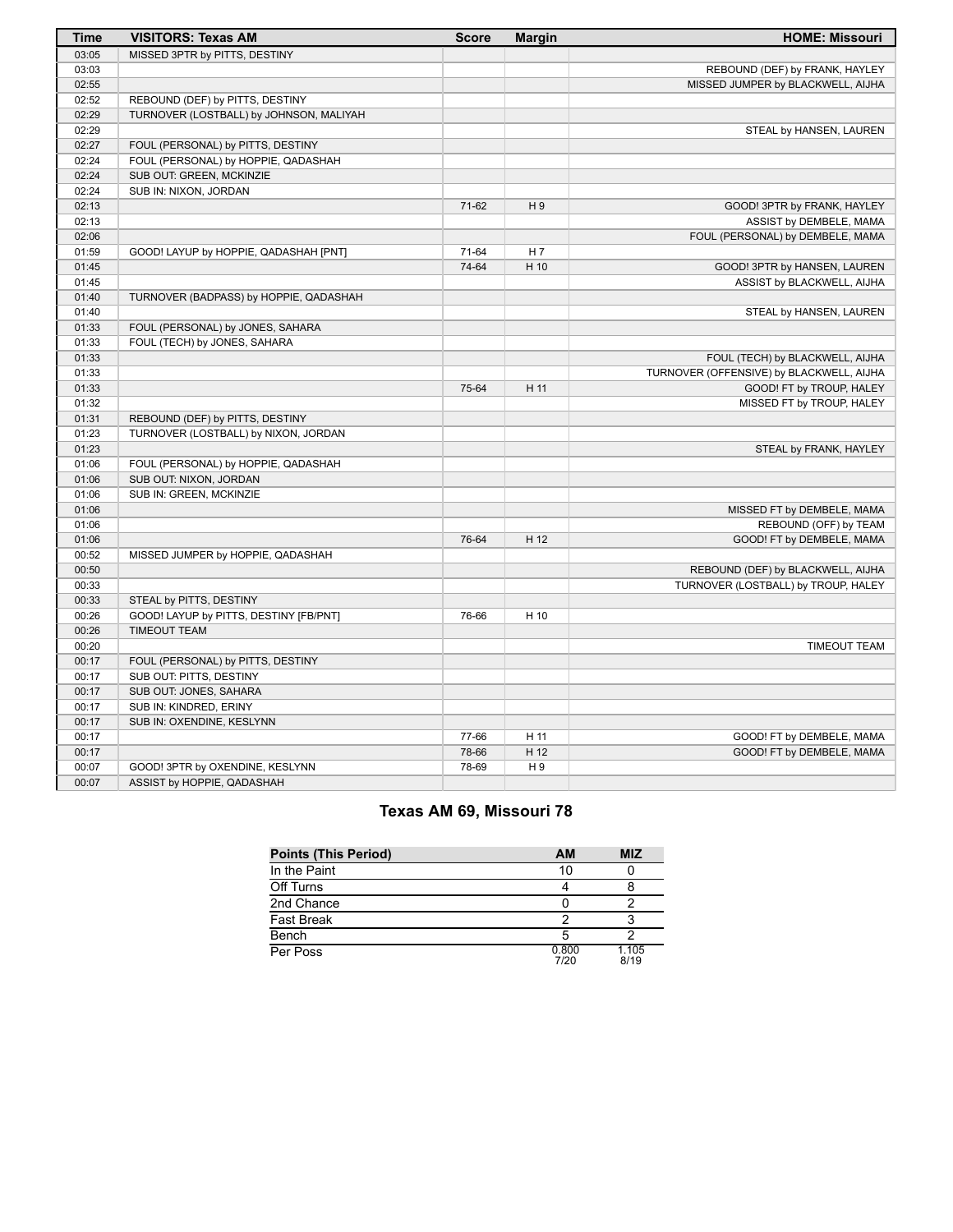| Time | VISITORS: Texas AM | Score | Margin | HOME: Missouri |
|---|---|---|---|---|
| 03:05 | MISSED 3PTR by PITTS, DESTINY | | | |
| 03:03 | | | | REBOUND (DEF) by FRANK, HAYLEY |
| 02:55 | | | | MISSED JUMPER by BLACKWELL, AIJHA |
| 02:52 | REBOUND (DEF) by PITTS, DESTINY | | | |
| 02:29 | TURNOVER (LOSTBALL) by JOHNSON, MALIYAH | | | |
| 02:29 | | | | STEAL by HANSEN, LAUREN |
| 02:27 | FOUL (PERSONAL) by PITTS, DESTINY | | | |
| 02:24 | FOUL (PERSONAL) by HOPPIE, QADASHAH | | | |
| 02:24 | SUB OUT: GREEN, MCKINZIE | | | |
| 02:24 | SUB IN: NIXON, JORDAN | | | |
| 02:13 | | 71-62 | H 9 | GOOD! 3PTR by FRANK, HAYLEY |
| 02:13 | | | | ASSIST by DEMBELE, MAMA |
| 02:06 | | | | FOUL (PERSONAL) by DEMBELE, MAMA |
| 01:59 | GOOD! LAYUP by HOPPIE, QADASHAH [PNT] | 71-64 | H 7 | |
| 01:45 | | 74-64 | H 10 | GOOD! 3PTR by HANSEN, LAUREN |
| 01:45 | | | | ASSIST by BLACKWELL, AIJHA |
| 01:40 | TURNOVER (BADPASS) by HOPPIE, QADASHAH | | | |
| 01:40 | | | | STEAL by HANSEN, LAUREN |
| 01:33 | FOUL (PERSONAL) by JONES, SAHARA | | | |
| 01:33 | FOUL (TECH) by JONES, SAHARA | | | |
| 01:33 | | | | FOUL (TECH) by BLACKWELL, AIJHA |
| 01:33 | | | | TURNOVER (OFFENSIVE) by BLACKWELL, AIJHA |
| 01:33 | | 75-64 | H 11 | GOOD! FT by TROUP, HALEY |
| 01:32 | | | | MISSED FT by TROUP, HALEY |
| 01:31 | REBOUND (DEF) by PITTS, DESTINY | | | |
| 01:23 | TURNOVER (LOSTBALL) by NIXON, JORDAN | | | |
| 01:23 | | | | STEAL by FRANK, HAYLEY |
| 01:06 | FOUL (PERSONAL) by HOPPIE, QADASHAH | | | |
| 01:06 | SUB OUT: NIXON, JORDAN | | | |
| 01:06 | SUB IN: GREEN, MCKINZIE | | | |
| 01:06 | | | | MISSED FT by DEMBELE, MAMA |
| 01:06 | | | | REBOUND (OFF) by TEAM |
| 01:06 | | 76-64 | H 12 | GOOD! FT by DEMBELE, MAMA |
| 00:52 | MISSED JUMPER by HOPPIE, QADASHAH | | | |
| 00:50 | | | | REBOUND (DEF) by BLACKWELL, AIJHA |
| 00:33 | | | | TURNOVER (LOSTBALL) by TROUP, HALEY |
| 00:33 | STEAL by PITTS, DESTINY | | | |
| 00:26 | GOOD! LAYUP by PITTS, DESTINY [FB/PNT] | 76-66 | H 10 | |
| 00:26 | TIMEOUT TEAM | | | |
| 00:20 | | | | TIMEOUT TEAM |
| 00:17 | FOUL (PERSONAL) by PITTS, DESTINY | | | |
| 00:17 | SUB OUT: PITTS, DESTINY | | | |
| 00:17 | SUB OUT: JONES, SAHARA | | | |
| 00:17 | SUB IN: KINDRED, ERINY | | | |
| 00:17 | SUB IN: OXENDINE, KESLYNN | | | |
| 00:17 | | 77-66 | H 11 | GOOD! FT by DEMBELE, MAMA |
| 00:17 | | 78-66 | H 12 | GOOD! FT by DEMBELE, MAMA |
| 00:07 | GOOD! 3PTR by OXENDINE, KESLYNN | 78-69 | H 9 | |
| 00:07 | ASSIST by HOPPIE, QADASHAH | | | |

## Texas AM 69, Missouri 78

| Points (This Period) | AM | MIZ |
|---|---|---|
| In the Paint | 10 | 0 |
| Off Turns | 4 | 8 |
| 2nd Chance | 0 | 2 |
| Fast Break | 2 | 3 |
| Bench | 5 | 2 |
| Per Poss | 0.800 7/20 | 1.105 8/19 |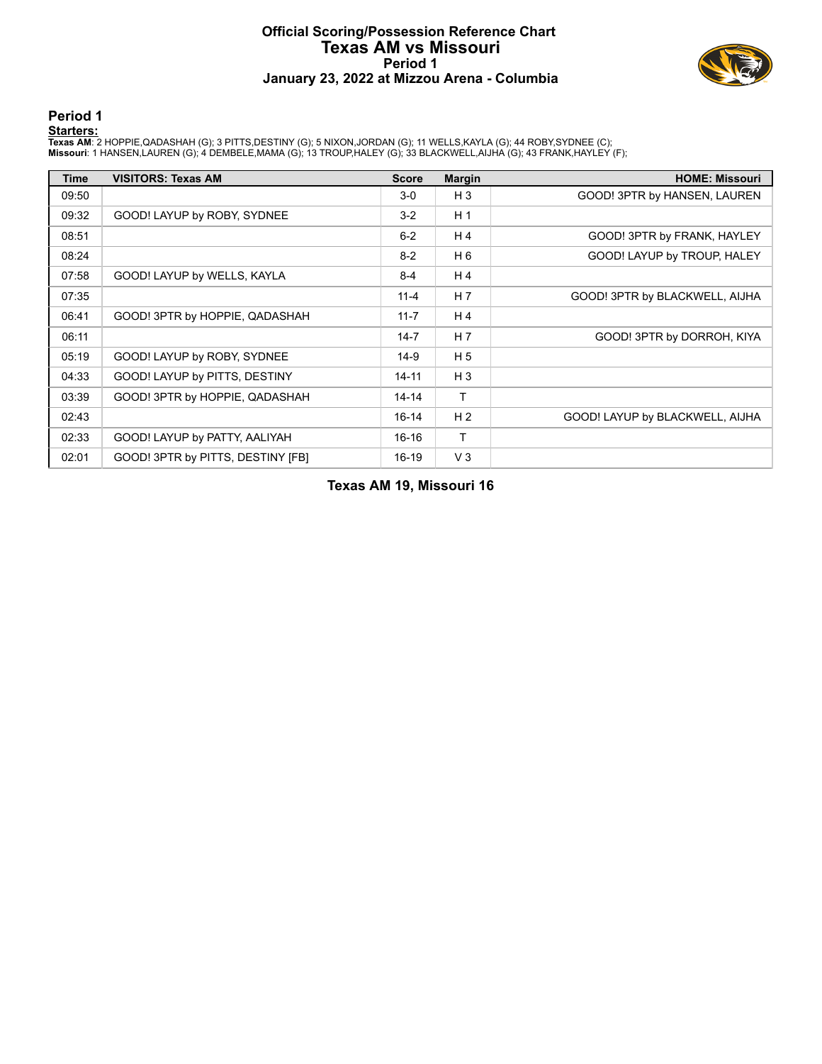# Official Scoring/Possession Reference Chart
# Texas AM vs Missouri
## Period 1
## January 23, 2022 at Mizzou Arena - Columbia

### Period 1

**Starters:**

**Texas AM**: 2 HOPPIE,QADASHAH (G); 3 PITTS,DESTINY (G); 5 NIXON,JORDAN (G); 11 WELLS,KAYLA (G); 44 ROBY,SYDNEE (C);
**Missouri**: 1 HANSEN,LAUREN (G); 4 DEMBELE,MAMA (G); 13 TROUP,HALEY (G); 33 BLACKWELL,AIJHA (G); 43 FRANK,HAYLEY (F);

| Time | VISITORS: Texas AM | Score | Margin | HOME: Missouri |
|---|---|---|---|---|
| 09:50 | | 3-0 | H 3 | GOOD! 3PTR by HANSEN, LAUREN |
| 09:32 | GOOD! LAYUP by ROBY, SYDNEE | 3-2 | H 1 | |
| 08:51 | | 6-2 | H 4 | GOOD! 3PTR by FRANK, HAYLEY |
| 08:24 | | 8-2 | H 6 | GOOD! LAYUP by TROUP, HALEY |
| 07:58 | GOOD! LAYUP by WELLS, KAYLA | 8-4 | H 4 | |
| 07:35 | | 11-4 | H 7 | GOOD! 3PTR by BLACKWELL, AIJHA |
| 06:41 | GOOD! 3PTR by HOPPIE, QADASHAH | 11-7 | H 4 | |
| 06:11 | | 14-7 | H 7 | GOOD! 3PTR by DORROH, KIYA |
| 05:19 | GOOD! LAYUP by ROBY, SYDNEE | 14-9 | H 5 | |
| 04:33 | GOOD! LAYUP by PITTS, DESTINY | 14-11 | H 3 | |
| 03:39 | GOOD! 3PTR by HOPPIE, QADASHAH | 14-14 | T | |
| 02:43 | | 16-14 | H 2 | GOOD! LAYUP by BLACKWELL, AIJHA |
| 02:33 | GOOD! LAYUP by PATTY, AALIYAH | 16-16 | T | |
| 02:01 | GOOD! 3PTR by PITTS, DESTINY [FB] | 16-19 | V 3 | |

**Texas AM 19, Missouri 16**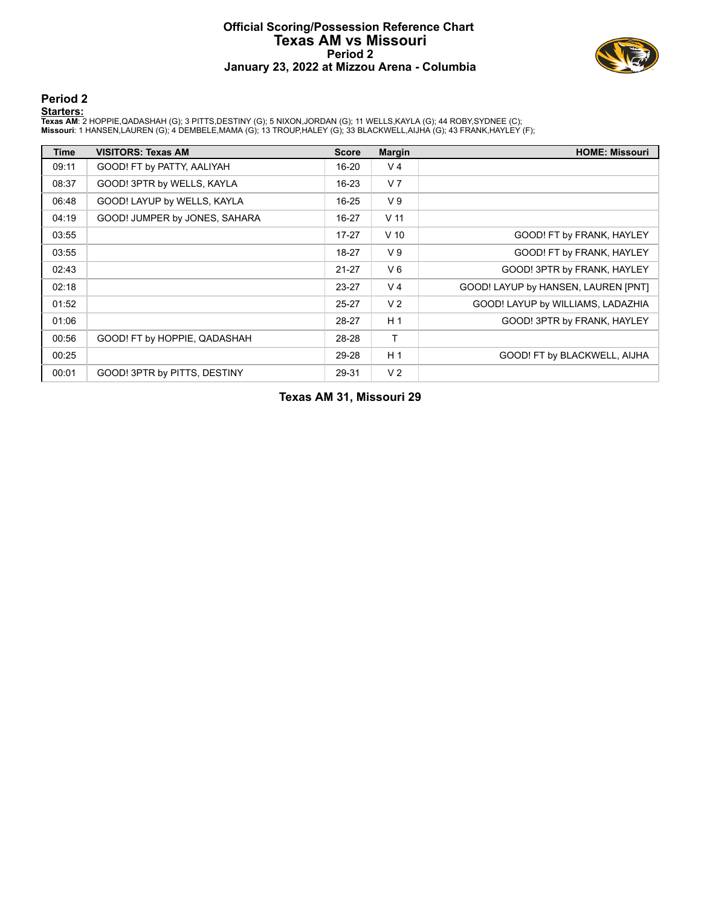# Official Scoring/Possession Reference Chart
# Texas AM vs Missouri
### Period 2
### January 23, 2022 at Mizzou Arena - Columbia

## Period 2

**Starters:**

**Texas AM**: 2 HOPPIE,QADASHAH (G); 3 PITTS,DESTINY (G); 5 NIXON,JORDAN (G); 11 WELLS,KAYLA (G); 44 ROBY,SYDNEE (C);
**Missouri**: 1 HANSEN,LAUREN (G); 4 DEMBELE,MAMA (G); 13 TROUP,HALEY (G); 33 BLACKWELL,AIJHA (G); 43 FRANK,HAYLEY (F);

| Time | VISITORS: Texas AM | Score | Margin | HOME: Missouri |
| --- | --- | --- | --- | --- |
| 09:11 | GOOD! FT by PATTY, AALIYAH | 16-20 | V 4 | |
| 08:37 | GOOD! 3PTR by WELLS, KAYLA | 16-23 | V 7 | |
| 06:48 | GOOD! LAYUP by WELLS, KAYLA | 16-25 | V 9 | |
| 04:19 | GOOD! JUMPER by JONES, SAHARA | 16-27 | V 11 | |
| 03:55 | | 17-27 | V 10 | GOOD! FT by FRANK, HAYLEY |
| 03:55 | | 18-27 | V 9 | GOOD! FT by FRANK, HAYLEY |
| 02:43 | | 21-27 | V 6 | GOOD! 3PTR by FRANK, HAYLEY |
| 02:18 | | 23-27 | V 4 | GOOD! LAYUP by HANSEN, LAUREN [PNT] |
| 01:52 | | 25-27 | V 2 | GOOD! LAYUP by WILLIAMS, LADAZHIA |
| 01:06 | | 28-27 | H 1 | GOOD! 3PTR by FRANK, HAYLEY |
| 00:56 | GOOD! FT by HOPPIE, QADASHAH | 28-28 | T | |
| 00:25 | | 29-28 | H 1 | GOOD! FT by BLACKWELL, AIJHA |
| 00:01 | GOOD! 3PTR by PITTS, DESTINY | 29-31 | V 2 | |

**Texas AM 31, Missouri 29**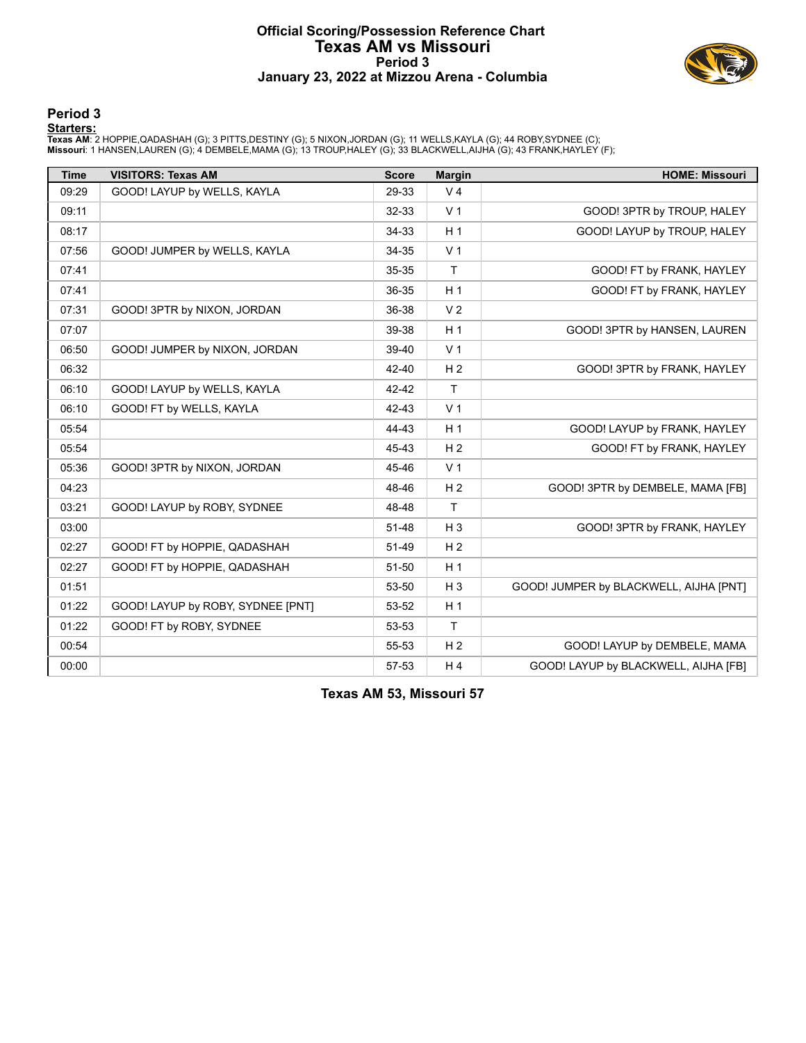# Official Scoring/Possession Reference Chart
# Texas AM vs Missouri
## Period 3
## January 23, 2022 at Mizzou Arena - Columbia

### Period 3

**Starters:**

**Texas AM**: 2 HOPPIE,QADASHAH (G); 3 PITTS,DESTINY (G); 5 NIXON,JORDAN (G); 11 WELLS,KAYLA (G); 44 ROBY,SYDNEE (C);
**Missouri**: 1 HANSEN,LAUREN (G); 4 DEMBELE,MAMA (G); 13 TROUP,HALEY (G); 33 BLACKWELL,AIJHA (G); 43 FRANK,HAYLEY (F);

| Time | VISITORS: Texas AM | Score | Margin | HOME: Missouri |
|---|---|---|---|---|
| 09:29 | GOOD! LAYUP by WELLS, KAYLA | 29-33 | V 4 | |
| 09:11 | | 32-33 | V 1 | GOOD! 3PTR by TROUP, HALEY |
| 08:17 | | 34-33 | H 1 | GOOD! LAYUP by TROUP, HALEY |
| 07:56 | GOOD! JUMPER by WELLS, KAYLA | 34-35 | V 1 | |
| 07:41 | | 35-35 | T | GOOD! FT by FRANK, HAYLEY |
| 07:41 | | 36-35 | H 1 | GOOD! FT by FRANK, HAYLEY |
| 07:31 | GOOD! 3PTR by NIXON, JORDAN | 36-38 | V 2 | |
| 07:07 | | 39-38 | H 1 | GOOD! 3PTR by HANSEN, LAUREN |
| 06:50 | GOOD! JUMPER by NIXON, JORDAN | 39-40 | V 1 | |
| 06:32 | | 42-40 | H 2 | GOOD! 3PTR by FRANK, HAYLEY |
| 06:10 | GOOD! LAYUP by WELLS, KAYLA | 42-42 | T | |
| 06:10 | GOOD! FT by WELLS, KAYLA | 42-43 | V 1 | |
| 05:54 | | 44-43 | H 1 | GOOD! LAYUP by FRANK, HAYLEY |
| 05:54 | | 45-43 | H 2 | GOOD! FT by FRANK, HAYLEY |
| 05:36 | GOOD! 3PTR by NIXON, JORDAN | 45-46 | V 1 | |
| 04:23 | | 48-46 | H 2 | GOOD! 3PTR by DEMBELE, MAMA [FB] |
| 03:21 | GOOD! LAYUP by ROBY, SYDNEE | 48-48 | T | |
| 03:00 | | 51-48 | H 3 | GOOD! 3PTR by FRANK, HAYLEY |
| 02:27 | GOOD! FT by HOPPIE, QADASHAH | 51-49 | H 2 | |
| 02:27 | GOOD! FT by HOPPIE, QADASHAH | 51-50 | H 1 | |
| 01:51 | | 53-50 | H 3 | GOOD! JUMPER by BLACKWELL, AIJHA [PNT] |
| 01:22 | GOOD! LAYUP by ROBY, SYDNEE [PNT] | 53-52 | H 1 | |
| 01:22 | GOOD! FT by ROBY, SYDNEE | 53-53 | T | |
| 00:54 | | 55-53 | H 2 | GOOD! LAYUP by DEMBELE, MAMA |
| 00:00 | | 57-53 | H 4 | GOOD! LAYUP by BLACKWELL, AIJHA [FB] |

**Texas AM 53, Missouri 57**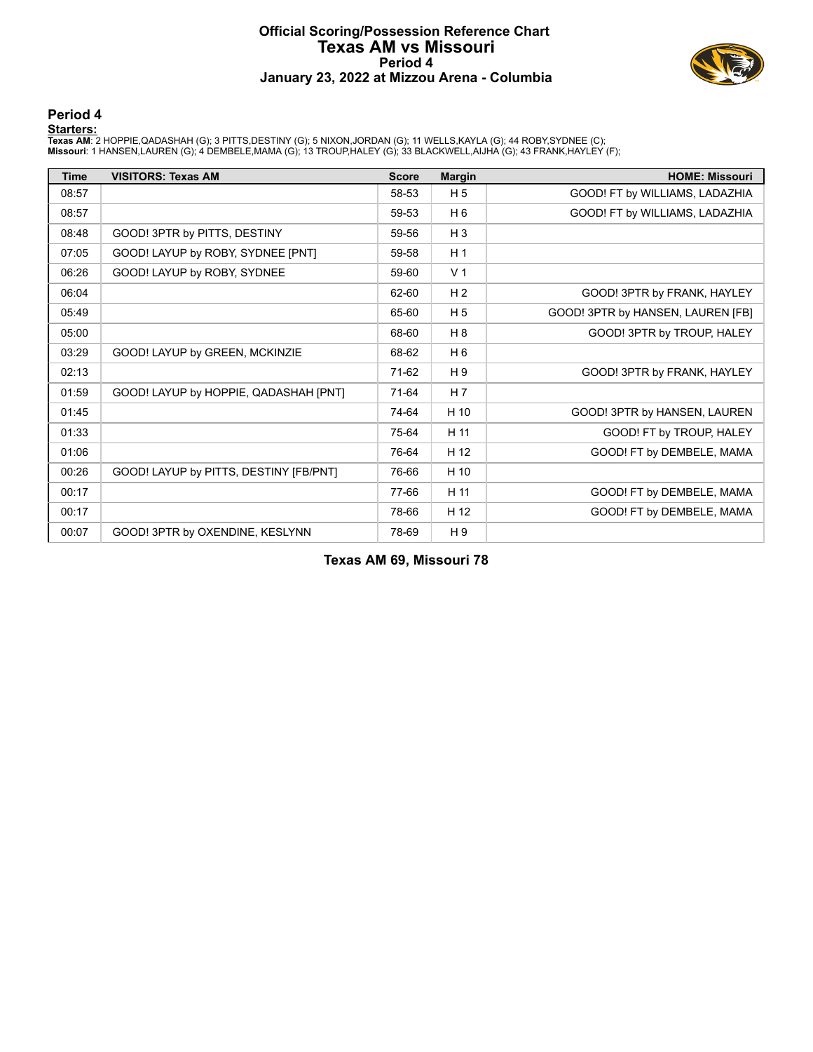# Official Scoring/Possession Reference Chart
# Texas AM vs Missouri
## Period 4
## January 23, 2022 at Mizzou Arena - Columbia

### Period 4

**Starters:**

**Texas AM**: 2 HOPPIE,QADASHAH (G); 3 PITTS,DESTINY (G); 5 NIXON,JORDAN (G); 11 WELLS,KAYLA (G); 44 ROBY,SYDNEE (C);
**Missouri**: 1 HANSEN,LAUREN (G); 4 DEMBELE,MAMA (G); 13 TROUP,HALEY (G); 33 BLACKWELL,AIJHA (G); 43 FRANK,HAYLEY (F);

| Time | VISITORS: Texas AM | Score | Margin | HOME: Missouri |
|---|---|---|---|---|
| 08:57 | | 58-53 | H 5 | GOOD! FT by WILLIAMS, LADAZHIA |
| 08:57 | | 59-53 | H 6 | GOOD! FT by WILLIAMS, LADAZHIA |
| 08:48 | GOOD! 3PTR by PITTS, DESTINY | 59-56 | H 3 | |
| 07:05 | GOOD! LAYUP by ROBY, SYDNEE [PNT] | 59-58 | H 1 | |
| 06:26 | GOOD! LAYUP by ROBY, SYDNEE | 59-60 | V 1 | |
| 06:04 | | 62-60 | H 2 | GOOD! 3PTR by FRANK, HAYLEY |
| 05:49 | | 65-60 | H 5 | GOOD! 3PTR by HANSEN, LAUREN [FB] |
| 05:00 | | 68-60 | H 8 | GOOD! 3PTR by TROUP, HALEY |
| 03:29 | GOOD! LAYUP by GREEN, MCKINZIE | 68-62 | H 6 | |
| 02:13 | | 71-62 | H 9 | GOOD! 3PTR by FRANK, HAYLEY |
| 01:59 | GOOD! LAYUP by HOPPIE, QADASHAH [PNT] | 71-64 | H 7 | |
| 01:45 | | 74-64 | H 10 | GOOD! 3PTR by HANSEN, LAUREN |
| 01:33 | | 75-64 | H 11 | GOOD! FT by TROUP, HALEY |
| 01:06 | | 76-64 | H 12 | GOOD! FT by DEMBELE, MAMA |
| 00:26 | GOOD! LAYUP by PITTS, DESTINY [FB/PNT] | 76-66 | H 10 | |
| 00:17 | | 77-66 | H 11 | GOOD! FT by DEMBELE, MAMA |
| 00:17 | | 78-66 | H 12 | GOOD! FT by DEMBELE, MAMA |
| 00:07 | GOOD! 3PTR by OXENDINE, KESLYNN | 78-69 | H 9 | |

**Texas AM 69, Missouri 78**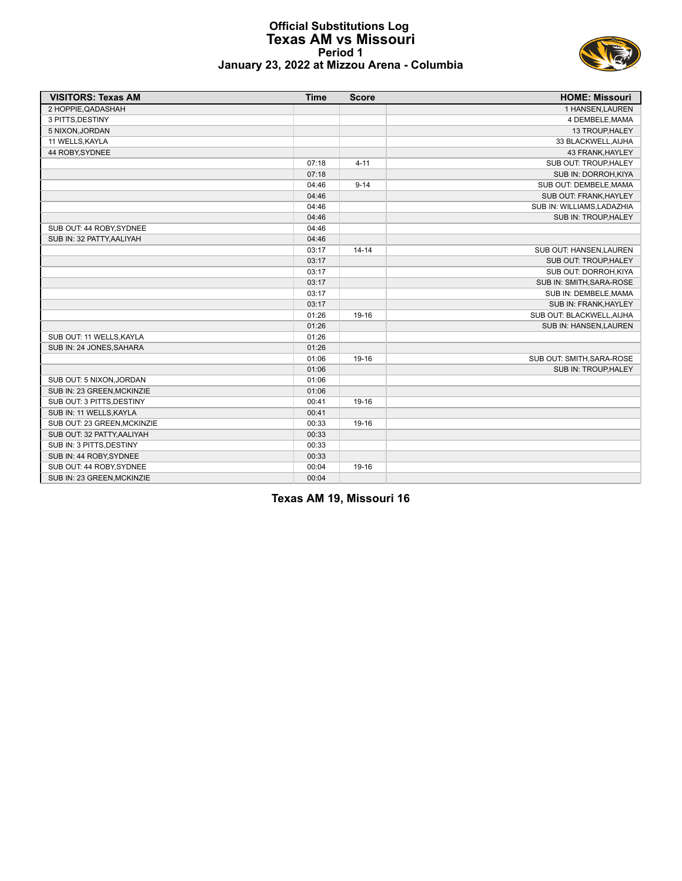# Official Substitutions Log
## Texas AM vs Missouri
### Period 1
### January 23, 2022 at Mizzou Arena - Columbia

| VISITORS: Texas AM | Time | Score | HOME: Missouri |
|---|---|---|---|
| 2 HOPPIE,QADASHAH | | | 1 HANSEN,LAUREN |
| 3 PITTS,DESTINY | | | 4 DEMBELE,MAMA |
| 5 NIXON,JORDAN | | | 13 TROUP,HALEY |
| 11 WELLS,KAYLA | | | 33 BLACKWELL,AIJHA |
| 44 ROBY,SYDNEE | | | 43 FRANK,HAYLEY |
| | 07:18 | 4-11 | SUB OUT: TROUP,HALEY |
| | 07:18 | | SUB IN: DORROH,KIYA |
| | 04:46 | 9-14 | SUB OUT: DEMBELE,MAMA |
| | 04:46 | | SUB OUT: FRANK,HAYLEY |
| | 04:46 | | SUB IN: WILLIAMS,LADAZHIA |
| | 04:46 | | SUB IN: TROUP,HALEY |
| SUB OUT: 44 ROBY,SYDNEE | 04:46 | | |
| SUB IN: 32 PATTY,AALIYAH | 04:46 | | |
| | 03:17 | 14-14 | SUB OUT: HANSEN,LAUREN |
| | 03:17 | | SUB OUT: TROUP,HALEY |
| | 03:17 | | SUB OUT: DORROH,KIYA |
| | 03:17 | | SUB IN: SMITH,SARA-ROSE |
| | 03:17 | | SUB IN: DEMBELE,MAMA |
| | 03:17 | | SUB IN: FRANK,HAYLEY |
| | 01:26 | 19-16 | SUB OUT: BLACKWELL,AIJHA |
| | 01:26 | | SUB IN: HANSEN,LAUREN |
| SUB OUT: 11 WELLS,KAYLA | 01:26 | | |
| SUB IN: 24 JONES,SAHARA | 01:26 | | |
| | 01:06 | 19-16 | SUB OUT: SMITH,SARA-ROSE |
| | 01:06 | | SUB IN: TROUP,HALEY |
| SUB OUT: 5 NIXON,JORDAN | 01:06 | | |
| SUB IN: 23 GREEN,MCKINZIE | 01:06 | | |
| SUB OUT: 3 PITTS,DESTINY | 00:41 | 19-16 | |
| SUB IN: 11 WELLS,KAYLA | 00:41 | | |
| SUB OUT: 23 GREEN,MCKINZIE | 00:33 | 19-16 | |
| SUB OUT: 32 PATTY,AALIYAH | 00:33 | | |
| SUB IN: 3 PITTS,DESTINY | 00:33 | | |
| SUB IN: 44 ROBY,SYDNEE | 00:33 | | |
| SUB OUT: 44 ROBY,SYDNEE | 00:04 | 19-16 | |
| SUB IN: 23 GREEN,MCKINZIE | 00:04 | | |

**Texas AM 19, Missouri 16**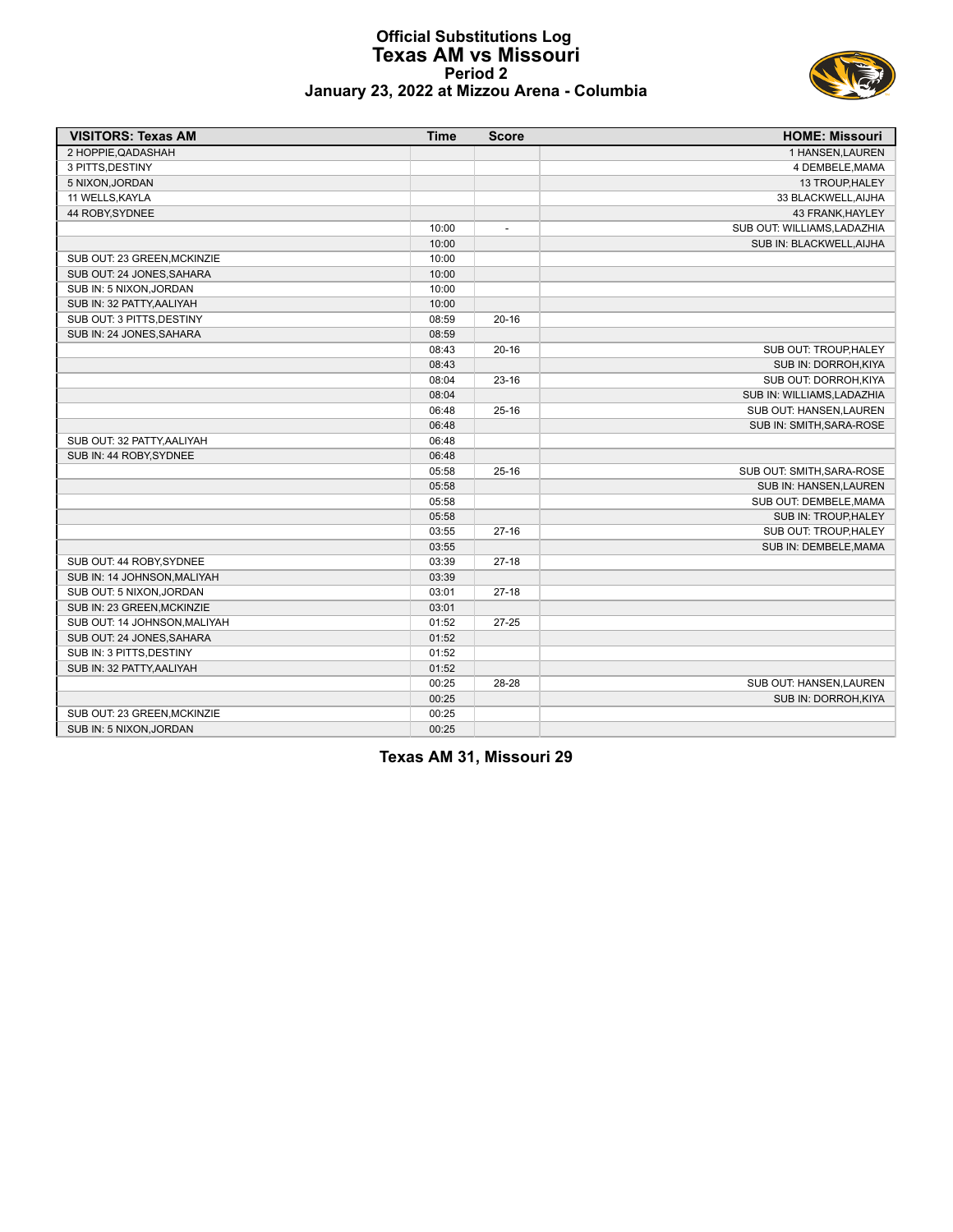# Official Substitutions Log
## Texas AM vs Missouri
### Period 2
### January 23, 2022 at Mizzou Arena - Columbia

| VISITORS: Texas AM | Time | Score | HOME: Missouri |
|---|---|---|---|
| 2 HOPPIE,QADASHAH | | | 1 HANSEN,LAUREN |
| 3 PITTS,DESTINY | | | 4 DEMBELE,MAMA |
| 5 NIXON,JORDAN | | | 13 TROUP,HALEY |
| 11 WELLS,KAYLA | | | 33 BLACKWELL,AIJHA |
| 44 ROBY,SYDNEE | | | 43 FRANK,HAYLEY |
| | 10:00 | - | SUB OUT: WILLIAMS,LADAZHIA |
| | 10:00 | | SUB IN: BLACKWELL,AIJHA |
| SUB OUT: 23 GREEN,MCKINZIE | 10:00 | | |
| SUB OUT: 24 JONES,SAHARA | 10:00 | | |
| SUB IN: 5 NIXON,JORDAN | 10:00 | | |
| SUB IN: 32 PATTY,AALIYAH | 10:00 | | |
| SUB OUT: 3 PITTS,DESTINY | 08:59 | 20-16 | |
| SUB IN: 24 JONES,SAHARA | 08:59 | | |
| | 08:43 | 20-16 | SUB OUT: TROUP,HALEY |
| | 08:43 | | SUB IN: DORROH,KIYA |
| | 08:04 | 23-16 | SUB OUT: DORROH,KIYA |
| | 08:04 | | SUB IN: WILLIAMS,LADAZHIA |
| | 06:48 | 25-16 | SUB OUT: HANSEN,LAUREN |
| | 06:48 | | SUB IN: SMITH,SARA-ROSE |
| SUB OUT: 32 PATTY,AALIYAH | 06:48 | | |
| SUB IN: 44 ROBY,SYDNEE | 06:48 | | |
| | 05:58 | 25-16 | SUB OUT: SMITH,SARA-ROSE |
| | 05:58 | | SUB IN: HANSEN,LAUREN |
| | 05:58 | | SUB OUT: DEMBELE,MAMA |
| | 05:58 | | SUB IN: TROUP,HALEY |
| | 03:55 | 27-16 | SUB OUT: TROUP,HALEY |
| | 03:55 | | SUB IN: DEMBELE,MAMA |
| SUB OUT: 44 ROBY,SYDNEE | 03:39 | 27-18 | |
| SUB IN: 14 JOHNSON,MALIYAH | 03:39 | | |
| SUB OUT: 5 NIXON,JORDAN | 03:01 | 27-18 | |
| SUB IN: 23 GREEN,MCKINZIE | 03:01 | | |
| SUB OUT: 14 JOHNSON,MALIYAH | 01:52 | 27-25 | |
| SUB OUT: 24 JONES,SAHARA | 01:52 | | |
| SUB IN: 3 PITTS,DESTINY | 01:52 | | |
| SUB IN: 32 PATTY,AALIYAH | 01:52 | | |
| | 00:25 | 28-28 | SUB OUT: HANSEN,LAUREN |
| | 00:25 | | SUB IN: DORROH,KIYA |
| SUB OUT: 23 GREEN,MCKINZIE | 00:25 | | |
| SUB IN: 5 NIXON,JORDAN | 00:25 | | |

**Texas AM 31, Missouri 29**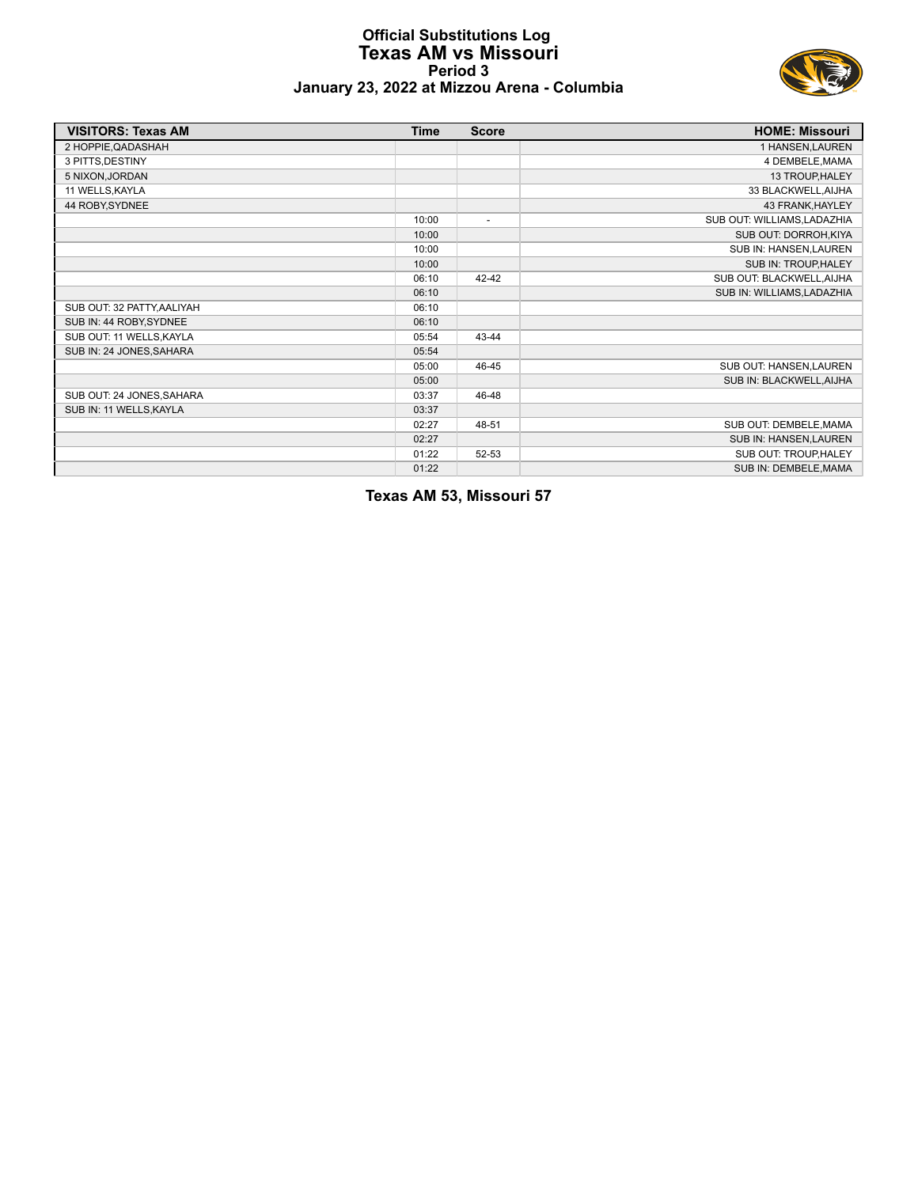# Official Substitutions Log
## Texas AM vs Missouri
### Period 3
### January 23, 2022 at Mizzou Arena - Columbia

| VISITORS: Texas AM | Time | Score | HOME: Missouri |
|---|---|---|---|
| 2 HOPPIE,QADASHAH | | | 1 HANSEN,LAUREN |
| 3 PITTS,DESTINY | | | 4 DEMBELE,MAMA |
| 5 NIXON,JORDAN | | | 13 TROUP,HALEY |
| 11 WELLS,KAYLA | | | 33 BLACKWELL,AIJHA |
| 44 ROBY,SYDNEE | | | 43 FRANK,HAYLEY |
| | 10:00 | - | SUB OUT: WILLIAMS,LADAZHIA |
| | 10:00 | | SUB OUT: DORROH,KIYA |
| | 10:00 | | SUB IN: HANSEN,LAUREN |
| | 10:00 | | SUB IN: TROUP,HALEY |
| | 06:10 | 42-42 | SUB OUT: BLACKWELL,AIJHA |
| | 06:10 | | SUB IN: WILLIAMS,LADAZHIA |
| SUB OUT: 32 PATTY,AALIYAH | 06:10 | | |
| SUB IN: 44 ROBY,SYDNEE | 06:10 | | |
| SUB OUT: 11 WELLS,KAYLA | 05:54 | 43-44 | |
| SUB IN: 24 JONES,SAHARA | 05:54 | | |
| | 05:00 | 46-45 | SUB OUT: HANSEN,LAUREN |
| | 05:00 | | SUB IN: BLACKWELL,AIJHA |
| SUB OUT: 24 JONES,SAHARA | 03:37 | 46-48 | |
| SUB IN: 11 WELLS,KAYLA | 03:37 | | |
| | 02:27 | 48-51 | SUB OUT: DEMBELE,MAMA |
| | 02:27 | | SUB IN: HANSEN,LAUREN |
| | 01:22 | 52-53 | SUB OUT: TROUP,HALEY |
| | 01:22 | | SUB IN: DEMBELE,MAMA |

**Texas AM 53, Missouri 57**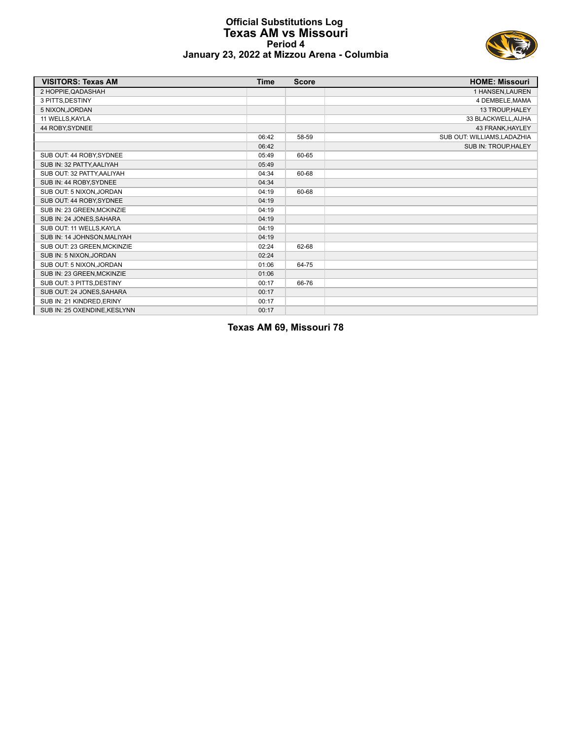# Official Substitutions Log
## Texas AM vs Missouri
### Period 4
### January 23, 2022 at Mizzou Arena - Columbia

| VISITORS: Texas AM | Time | Score | HOME: Missouri |
|---|---|---|---|
| 2 HOPPIE,QADASHAH | | | 1 HANSEN,LAUREN |
| 3 PITTS,DESTINY | | | 4 DEMBELE,MAMA |
| 5 NIXON,JORDAN | | | 13 TROUP,HALEY |
| 11 WELLS,KAYLA | | | 33 BLACKWELL,AIJHA |
| 44 ROBY,SYDNEE | | | 43 FRANK,HAYLEY |
| | 06:42 | 58-59 | SUB OUT: WILLIAMS,LADAZHIA |
| | 06:42 | | SUB IN: TROUP,HALEY |
| SUB OUT: 44 ROBY,SYDNEE | 05:49 | 60-65 | |
| SUB IN: 32 PATTY,AALIYAH | 05:49 | | |
| SUB OUT: 32 PATTY,AALIYAH | 04:34 | 60-68 | |
| SUB IN: 44 ROBY,SYDNEE | 04:34 | | |
| SUB OUT: 5 NIXON,JORDAN | 04:19 | 60-68 | |
| SUB OUT: 44 ROBY,SYDNEE | 04:19 | | |
| SUB IN: 23 GREEN,MCKINZIE | 04:19 | | |
| SUB IN: 24 JONES,SAHARA | 04:19 | | |
| SUB OUT: 11 WELLS,KAYLA | 04:19 | | |
| SUB IN: 14 JOHNSON,MALIYAH | 04:19 | | |
| SUB OUT: 23 GREEN,MCKINZIE | 02:24 | 62-68 | |
| SUB IN: 5 NIXON,JORDAN | 02:24 | | |
| SUB OUT: 5 NIXON,JORDAN | 01:06 | 64-75 | |
| SUB IN: 23 GREEN,MCKINZIE | 01:06 | | |
| SUB OUT: 3 PITTS,DESTINY | 00:17 | 66-76 | |
| SUB OUT: 24 JONES,SAHARA | 00:17 | | |
| SUB IN: 21 KINDRED,ERINY | 00:17 | | |
| SUB IN: 25 OXENDINE,KESLYNN | 00:17 | | |

**Texas AM 69, Missouri 78**